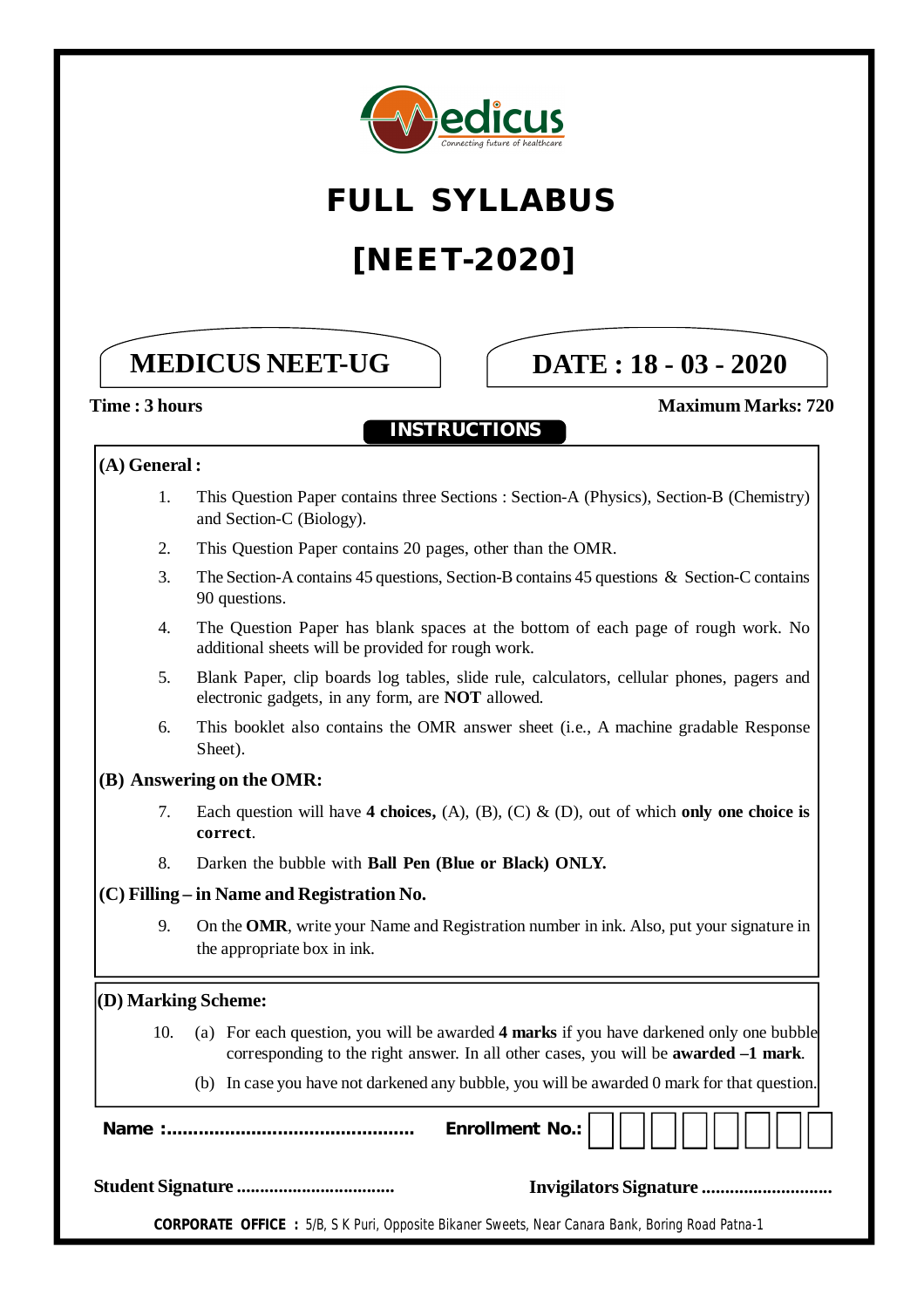edicus

Connecting future of healthcare

# FULL SYLLABUS

# [NEET-2020]

## MEDICUS NEET-UG

## DATE : 18 - 03 - 2020

**Time : 3 hours** **Maximum Marks: 720**

### INSTRUCTIONS

**(A) General :**

1. This Question Paper contains three Sections : Section-A (Physics), Section-B (Chemistry) and Section-C (Biology).
2. This Question Paper contains 20 pages, other than the OMR.
3. The Section-A contains 45 questions, Section-B contains 45 questions & Section-C contains 90 questions.
4. The Question Paper has blank spaces at the bottom of each page of rough work. No additional sheets will be provided for rough work.
5. Blank Paper, clip boards log tables, slide rule, calculators, cellular phones, pagers and electronic gadgets, in any form, are **NOT** allowed.
6. This booklet also contains the OMR answer sheet (i.e., A machine gradable Response Sheet).

**(B) Answering on the OMR:**

7. Each question will have **4 choices,** (A), (B), (C) & (D), out of which **only one choice is correct**.
8. Darken the bubble with **Ball Pen (Blue or Black) ONLY.**

**(C) Filling – in Name and Registration No.**

9. On the **OMR**, write your Name and Registration number in ink. Also, put your signature in the appropriate box in ink.

**(D) Marking Scheme:**

10. (a) For each question, you will be awarded **4 marks** if you have darkened only one bubble corresponding to the right answer. In all other cases, you will be **awarded –1 mark**.

    (b) In case you have not darkened any bubble, you will be awarded 0 mark for that question.

**Name :..............................................** **Enrollment No.:**

**Student Signature .................................** **Invigilators Signature ...........................**

**CORPORATE OFFICE :** 5/B, S K Puri, Opposite Bikaner Sweets, Near Canara Bank, Boring Road Patna-1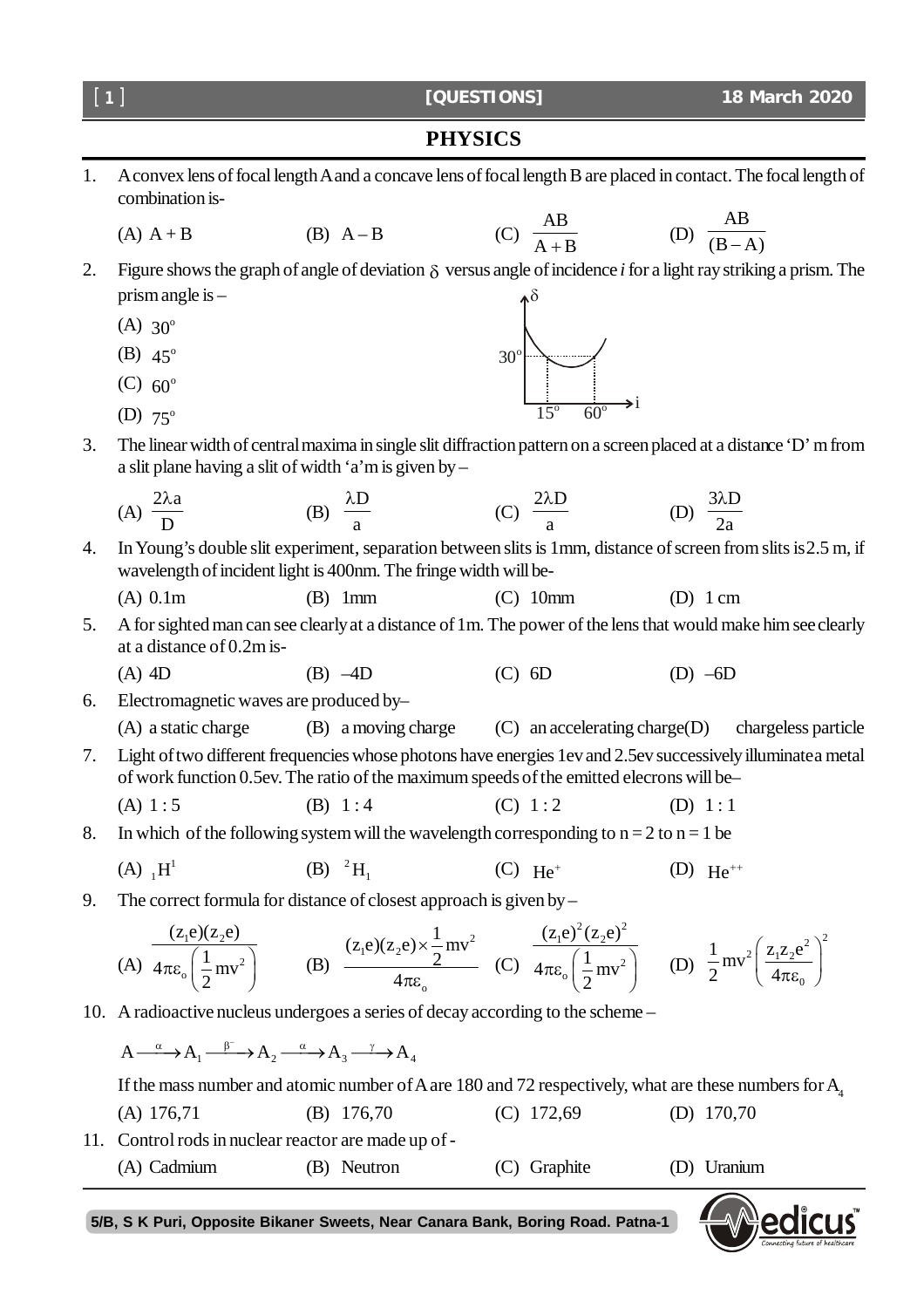# PHYSICS

1. A convex lens of focal length A and a concave lens of focal length B are placed in contact. The focal length of combination is-

   (A) $A + B$ (B) $A - B$ (C) $\frac{AB}{A+B}$ (D) $\frac{AB}{(B-A)}$

2. Figure shows the graph of angle of deviation $\delta$ versus angle of incidence *i* for a light ray striking a prism. The prism angle is –

   (A) $30^o$

   (B) $45^o$

   (C) $60^o$

   (D) $75^o$

   δ
   30°
   15° 60°
   i

3. The linear width of central maxima in single slit diffraction pattern on a screen placed at a distance 'D' m from a slit plane having a slit of width 'a' m is given by –

   (A) $\frac{2\lambda a}{D}$ (B) $\frac{\lambda D}{a}$ (C) $\frac{2\lambda D}{a}$ (D) $\frac{3\lambda D}{2a}$

4. In Young's double slit experiment, separation between slits is 1mm, distance of screen from slits is 2.5 m, if wavelength of incident light is 400nm. The fringe width will be-

   (A) 0.1m (B) 1mm (C) 10mm (D) 1 cm

5. A for sighted man can see clearly at a distance of 1m. The power of the lens that would make him see clearly at a distance of 0.2m is-

   (A) 4D (B) –4D (C) 6D (D) –6D

6. Electromagnetic waves are produced by–

   (A) a static charge (B) a moving charge (C) an accelerating charge (D) chargeless particle

7. Light of two different frequencies whose photons have energies 1ev and 2.5ev successively illuminate a metal of work function 0.5ev. The ratio of the maximum speeds of the emitted elecrons will be–

   (A) 1 : 5 (B) 1 : 4 (C) 1 : 2 (D) 1 : 1

8. In which of the following system will the wavelength corresponding to n = 2 to n = 1 be

   (A) ${}_1H^1$ (B) ${}^2H_1$ (C) $He^+$ (D) $He^{++}$

9. The correct formula for distance of closest approach is given by –

   (A) $\frac{(z_1e)(z_2e)}{4\pi\varepsilon_o\left(\frac{1}{2}mv^2\right)}$ (B) $\frac{(z_1e)(z_2e)\times\frac{1}{2}mv^2}{4\pi\varepsilon_o}$ (C) $\frac{(z_1e)^2(z_2e)^2}{4\pi\varepsilon_o\left(\frac{1}{2}mv^2\right)}$ (D) $\frac{1}{2}mv^2\left(\frac{z_1z_2e^2}{4\pi\varepsilon_0}\right)^2$

10. A radioactive nucleus undergoes a series of decay according to the scheme –

    $$A \xrightarrow{\alpha} A_1 \xrightarrow{\beta^-} A_2 \xrightarrow{\alpha} A_3 \xrightarrow{\gamma} A_4$$

    If the mass number and atomic number of A are 180 and 72 respectively, what are these numbers for $A_4$

    (A) 176,71 (B) 176,70 (C) 172,69 (D) 170,70

11. Control rods in nuclear reactor are made up of -

    (A) Cadmium (B) Neutron (C) Graphite (D) Uranium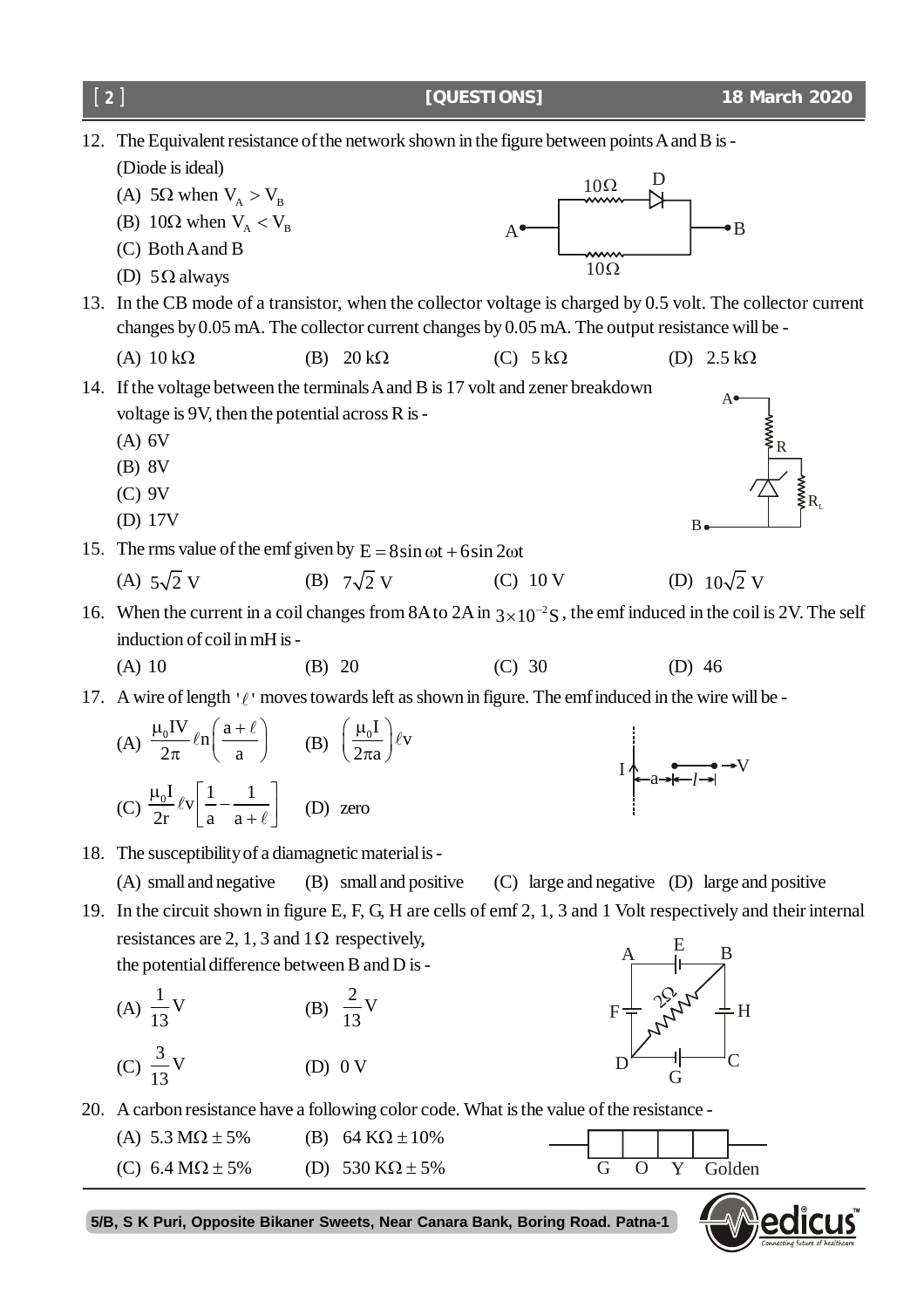12. The Equivalent resistance of the network shown in the figure between points A and B is -
(Diode is ideal)

(A) $5\Omega$ when $V_A > V_B$

(B) $10\Omega$ when $V_A < V_B$

(C) Both A and B

(D) $5\Omega$ always

A
$10\Omega$
D
B
$10\Omega$

13. In the CB mode of a transistor, when the collector voltage is charged by 0.5 volt. The collector current changes by 0.05 mA. The collector current changes by 0.05 mA. The output resistance will be -

(A) 10 kΩ (B) 20 kΩ (C) 5 kΩ (D) 2.5 kΩ

14. If the voltage between the terminals A and B is 17 volt and zener breakdown voltage is 9V, then the potential across R is -

(A) 6V

(B) 8V

(C) 9V

(D) 17V

A
R
$R_L$
B

15. The rms value of the emf given by $E = 8\sin\omega t + 6\sin 2\omega t$

(A) $5\sqrt{2}$ V (B) $7\sqrt{2}$ V (C) 10 V (D) $10\sqrt{2}$ V

16. When the current in a coil changes from 8A to 2A in $3\times10^{-2}$ S, the emf induced in the coil is 2V. The self induction of coil in mH is -

(A) 10 (B) 20 (C) 30 (D) 46

17. A wire of length '$\ell$' moves towards left as shown in figure. The emf induced in the wire will be -

(A) $\dfrac{\mu_0 IV}{2\pi}\ell n\left(\dfrac{a+\ell}{a}\right)$ (B) $\left(\dfrac{\mu_0 I}{2\pi a}\right)\ell v$

(C) $\dfrac{\mu_0 I}{2r}\ell v\left[\dfrac{1}{a}-\dfrac{1}{a+\ell}\right]$ (D) zero

I
a
$l$
V

18. The susceptibility of a diamagnetic material is -

(A) small and negative (B) small and positive (C) large and negative (D) large and positive

19. In the circuit shown in figure E, F, G, H are cells of emf 2, 1, 3 and 1 Volt respectively and their internal resistances are 2, 1, 3 and $1\Omega$ respectively,
the potential difference between B and D is -

(A) $\dfrac{1}{13}$V (B) $\dfrac{2}{13}$V

(C) $\dfrac{3}{13}$V (D) 0 V

A
E
B
$2\Omega$
F
H
D
G
C

20. A carbon resistance have a following color code. What is the value of the resistance -

(A) $5.3\ M\Omega \pm 5\%$ (B) $64\ K\Omega \pm 10\%$

(C) $6.4\ M\Omega \pm 5\%$ (D) $530\ K\Omega \pm 5\%$

G
O
Y
Golden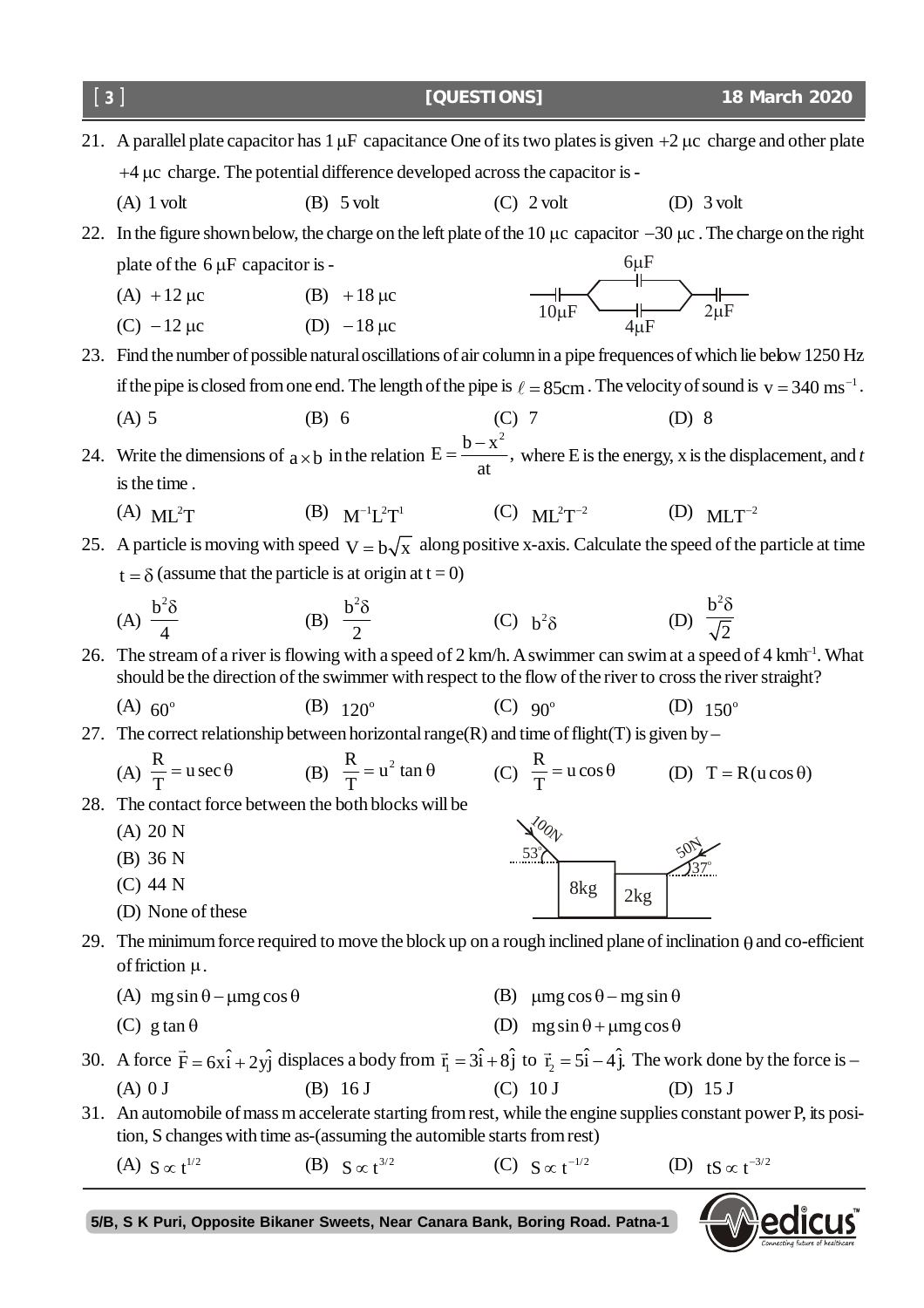21. A parallel plate capacitor has $1\ \mu F$ capacitance One of its two plates is given $+2\ \mu c$ charge and other plate $+4\ \mu c$ charge. The potential difference developed across the capacitor is -

(A) 1 volt (B) 5 volt (C) 2 volt (D) 3 volt

22. In the figure shown below, the charge on the left plate of the $10\ \mu c$ capacitor $-30\ \mu c$. The charge on the right plate of the $6\ \mu F$ capacitor is -

(A) $+12\ \mu c$ (B) $+18\ \mu c$

(C) $-12\ \mu c$ (D) $-18\ \mu c$

$6\mu F$

$10\mu F$ $2\mu F$

$4\mu F$

23. Find the number of possible natural oscillations of air column in a pipe frequences of which lie below 1250 Hz if the pipe is closed from one end. The length of the pipe is $\ell = 85\text{cm}$. The velocity of sound is $v = 340\ ms^{-1}$.

(A) 5 (B) 6 (C) 7 (D) 8

24. Write the dimensions of $a \times b$ in the relation $E = \dfrac{b - x^2}{at}$, where E is the energy, x is the displacement, and *t* is the time .

(A) $ML^2T$ (B) $M^{-1}L^2T^1$ (C) $ML^2T^{-2}$ (D) $MLT^{-2}$

25. A particle is moving with speed $V = b\sqrt{x}$ along positive x-axis. Calculate the speed of the particle at time $t = \delta$ (assume that the particle is at origin at $t = 0$)

(A) $\dfrac{b^2\delta}{4}$ (B) $\dfrac{b^2\delta}{2}$ (C) $b^2\delta$ (D) $\dfrac{b^2\delta}{\sqrt{2}}$

26. The stream of a river is flowing with a speed of 2 km/h. A swimmer can swim at a speed of 4 $kmh^{-1}$. What should be the direction of the swimmer with respect to the flow of the river to cross the river straight?

(A) $60^\circ$ (B) $120^\circ$ (C) $90^\circ$ (D) $150^\circ$

27. The correct relationship between horizontal range(R) and time of flight(T) is given by –

(A) $\dfrac{R}{T} = u \sec\theta$ (B) $\dfrac{R}{T} = u^2 \tan\theta$ (C) $\dfrac{R}{T} = u\cos\theta$ (D) $T = R(u\cos\theta)$

28. The contact force between the both blocks will be

(A) 20 N

(B) 36 N

(C) 44 N

(D) None of these

100N

$53^\circ$

8kg 2kg

50N

$37^\circ$

29. The minimum force required to move the block up on a rough inclined plane of inclination $\theta$ and co-efficient of friction $\mu$.

(A) $mg\sin\theta - \mu mg\cos\theta$ (B) $\mu mg\cos\theta - mg\sin\theta$

(C) $g\tan\theta$ (D) $mg\sin\theta + \mu mg\cos\theta$

30. A force $\vec{F} = 6x\hat{i} + 2y\hat{j}$ displaces a body from $\vec{r}_1 = 3\hat{i} + 8\hat{j}$ to $\vec{r}_2 = 5\hat{i} - 4\hat{j}$. The work done by the force is –

(A) 0 J (B) 16 J (C) 10 J (D) 15 J

31. An automobile of mass m accelerate starting from rest, while the engine supplies constant power P, its position, S changes with time as-(assuming the automible starts from rest)

(A) $S \propto t^{1/2}$ (B) $S \propto t^{3/2}$ (C) $S \propto t^{-1/2}$ (D) $tS \propto t^{-3/2}$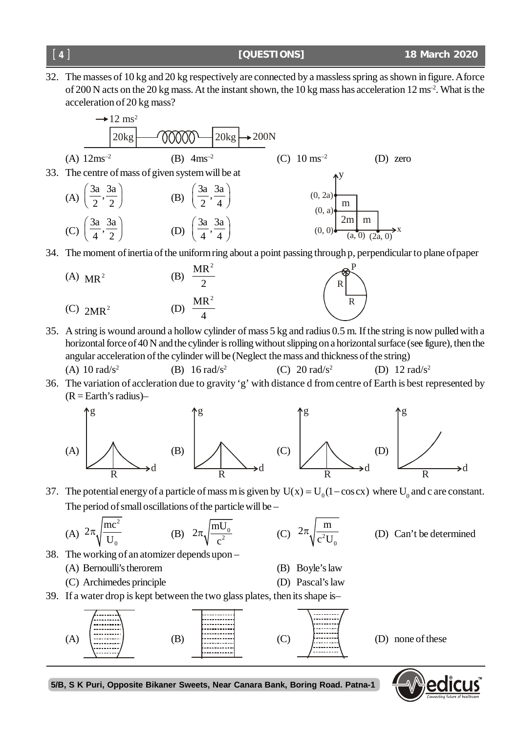32. The masses of 10 kg and 20 kg respectively are connected by a massless spring as shown in figure. A force of 200 N acts on the 20 kg mass. At the instant shown, the 10 kg mass has acceleration 12 ms$^{-2}$. What is the acceleration of 20 kg mass?

$\rightarrow$ 12 ms$^2$

20kg — spring — 20kg $\rightarrow$ 200N

(A) 12ms$^{-2}$ (B) 4ms$^{-2}$ (C) 10 ms$^{-2}$ (D) zero

33. The centre of mass of given system will be at

y

(0, 2a)

(0, a)

(0, 0)

m

2m m

(a, 0) (2a, 0)

x

(A) $\left(\frac{3a}{2}, \frac{3a}{2}\right)$ (B) $\left(\frac{3a}{2}, \frac{3a}{4}\right)$

(C) $\left(\frac{3a}{4}, \frac{3a}{2}\right)$ (D) $\left(\frac{3a}{4}, \frac{3a}{4}\right)$

34. The moment of inertia of the uniform ring about a point passing through p, perpendicular to plane of paper

P

R

R

(A) $MR^2$ (B) $\frac{MR^2}{2}$

(C) $2MR^2$ (D) $\frac{MR^2}{4}$

35. A string is wound around a hollow cylinder of mass 5 kg and radius 0.5 m. If the string is now pulled with a horizontal force of 40 N and the cylinder is rolling without slipping on a horizontal surface (see figure), then the angular acceleration of the cylinder will be (Neglect the mass and thickness of the string)

(A) 10 rad/s$^2$ (B) 16 rad/s$^2$ (C) 20 rad/s$^2$ (D) 12 rad/s$^2$

36. The variation of accleration due to gravity 'g' with distance d from centre of Earth is best represented by (R = Earth's radius)–

(A) g, d, R (B) g, d, R (C) g, d, R (D) g, d, R

37. The potential energy of a particle of mass m is given by $U(x) = U_0(1 - \cos cx)$ where $U_0$ and c are constant. The period of small oscillations of the particle will be –

(A) $2\pi\sqrt{\frac{mc^2}{U_0}}$ (B) $2\pi\sqrt{\frac{mU_0}{c^2}}$ (C) $2\pi\sqrt{\frac{m}{c^2U_0}}$ (D) Can't be determined

38. The working of an atomizer depends upon –

(A) Bernoulli's therorem (B) Boyle's law

(C) Archimedes principle (D) Pascal's law

39. If a water drop is kept between the two glass plates, then its shape is–

(A) (B) (C) (D) none of these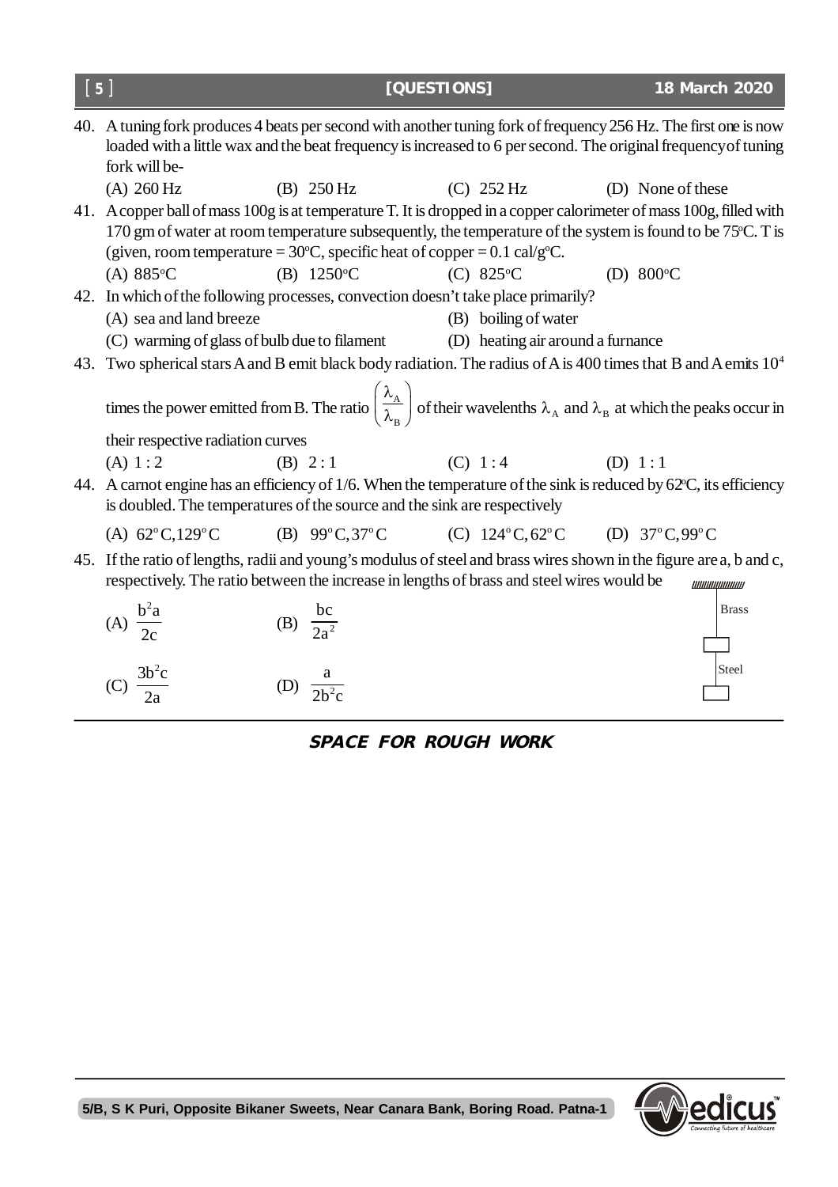40. A tuning fork produces 4 beats per second with another tuning fork of frequency 256 Hz. The first one is now loaded with a little wax and the beat frequency is increased to 6 per second. The original frequency of tuning fork will be-

(A) 260 Hz (B) 250 Hz (C) 252 Hz (D) None of these

41. A copper ball of mass 100g is at temperature T. It is dropped in a copper calorimeter of mass 100g, filled with 170 gm of water at room temperature subsequently, the temperature of the system is found to be 75°C. T is (given, room temperature = 30°C, specific heat of copper = 0.1 cal/g°C.

(A) 885°C (B) 1250°C (C) 825°C (D) 800°C

42. In which of the following processes, convection doesn't take place primarily?

(A) sea and land breeze (B) boiling of water
(C) warming of glass of bulb due to filament (D) heating air around a furnace

43. Two spherical stars A and B emit black body radiation. The radius of A is 400 times that B and A emits $10^4$ times the power emitted from B. The ratio $\left(\frac{\lambda_A}{\lambda_B}\right)$ of their wavelenths $\lambda_A$ and $\lambda_B$ at which the peaks occur in their respective radiation curves

(A) 1 : 2 (B) 2 : 1 (C) 1 : 4 (D) 1 : 1

44. A carnot engine has an efficiency of 1/6. When the temperature of the sink is reduced by 62°C, its efficiency is doubled. The temperatures of the source and the sink are respectively

(A) $62^o C, 129^o C$ (B) $99^o C, 37^o C$ (C) $124^o C, 62^o C$ (D) $37^o C, 99^o C$

45. If the ratio of lengths, radii and young's modulus of steel and brass wires shown in the figure are a, b and c, respectively. The ratio between the increase in lengths of brass and steel wires would be

Brass

Steel

(A) $\frac{b^2 a}{2c}$ (B) $\frac{bc}{2a^2}$

(C) $\frac{3b^2 c}{2a}$ (D) $\frac{a}{2b^2 c}$

**SPACE FOR ROUGH WORK**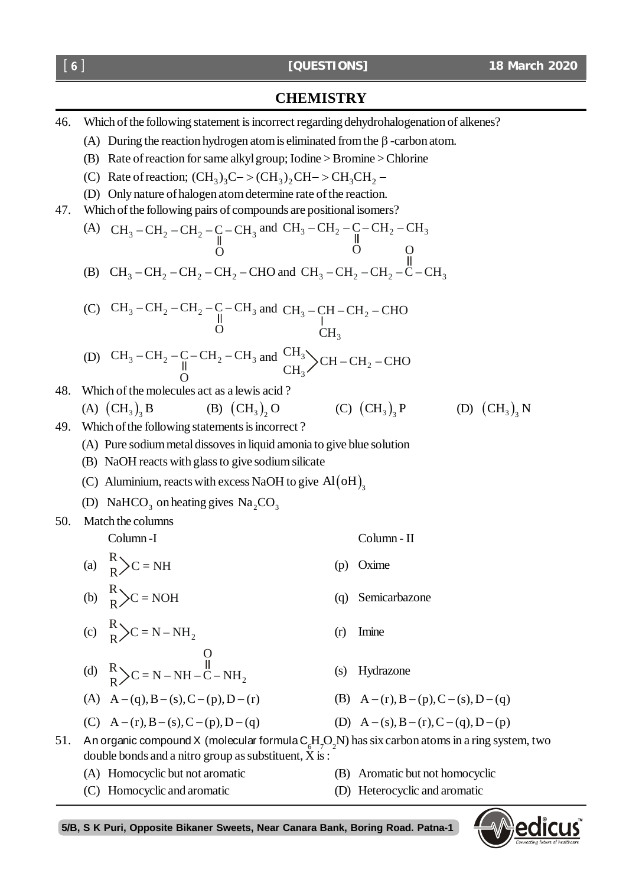## CHEMISTRY

46. Which of the following statement is incorrect regarding dehydrohalogenation of alkenes?

    (A) During the reaction hydrogen atom is eliminated from the $\beta$-carbon atom.

    (B) Rate of reaction for same alkyl group; Iodine > Bromine > Chlorine

    (C) Rate of reaction; $(CH_3)_3C- > (CH_3)_2CH- > CH_3CH_2-$

    (D) Only nature of halogen atom determine rate of the reaction.

47. Which of the following pairs of compounds are positional isomers?

    (A) $CH_3-CH_2-CH_2-\underset{\underset{O}{\|}}{C}-CH_3$ and $CH_3-CH_2-\underset{\underset{O}{\|}}{C}-CH_2-CH_3$

    (B) $CH_3-CH_2-CH_2-CH_2-CHO$ and $CH_3-CH_2-CH_2-\overset{\overset{O}{\|}}{C}-CH_3$

    (C) $CH_3-CH_2-CH_2-\underset{\underset{O}{\|}}{C}-CH_3$ and $CH_3-\underset{\underset{CH_3}{|}}{CH}-CH_2-CHO$

    (D) $CH_3-CH_2-\underset{\underset{O}{\|}}{C}-CH_2-CH_3$ and $(CH_3)_2CH-CH_2-CHO$

48. Which of the molecules act as a lewis acid ?

    (A) $(CH_3)_3B$ (B) $(CH_3)_2O$ (C) $(CH_3)_3P$ (D) $(CH_3)_3N$

49. Which of the following statements is incorrect ?

    (A) Pure sodium metal dissoves in liquid amonia to give blue solution

    (B) NaOH reacts with glass to give sodium silicate

    (C) Aluminium, reacts with excess NaOH to give $Al(oH)_3$

    (D) $NaHCO_3$ on heating gives $Na_2CO_3$

50. Match the columns

| Column - I | Column - II |
|---|---|
| (a) $R_2C=NH$ | (p) Oxime |
| (b) $R_2C=NOH$ | (q) Semicarbazone |
| (c) $R_2C=N-NH_2$ | (r) Imine |
| (d) $R_2C=N-NH-\overset{\overset{O}{\|}}{C}-NH_2$ | (s) Hydrazone |

    (A) $A-(q), B-(s), C-(p), D-(r)$ (B) $A-(r), B-(p), C-(s), D-(q)$

    (C) $A-(r), B-(s), C-(p), D-(q)$ (D) $A-(s), B-(r), C-(q), D-(p)$

51. An organic compound X (molecular formula $C_6H_7O_2N$) has six carbon atoms in a ring system, two double bonds and a nitro group as substituent, X is :

    (A) Homocyclic but not aromatic (B) Aromatic but not homocyclic

    (C) Homocyclic and aromatic (D) Heterocyclic and aromatic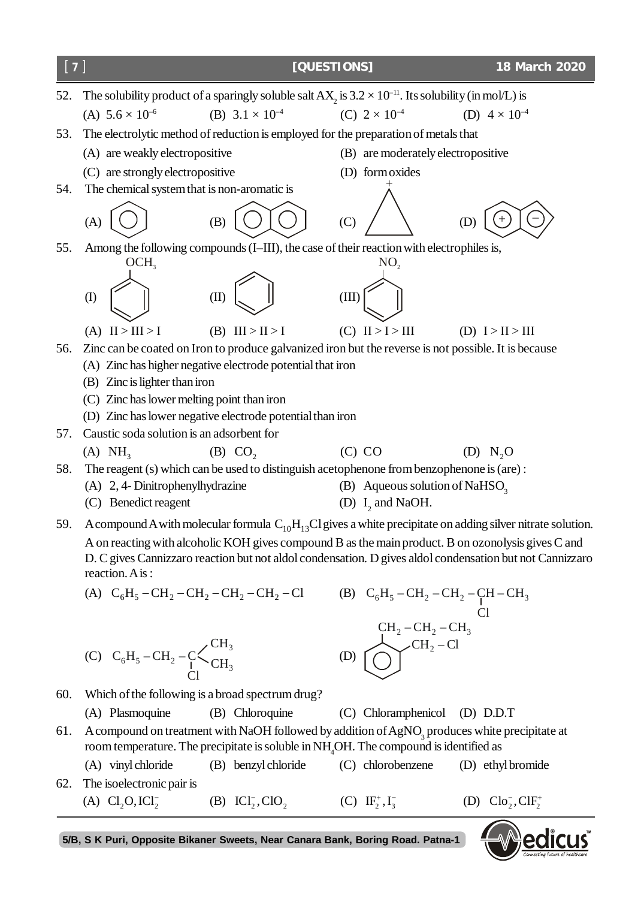52. The solubility product of a sparingly soluble salt $AX_2$ is $3.2 \times 10^{-11}$. Its solubility (in mol/L) is

(A) $5.6 \times 10^{-6}$ (B) $3.1 \times 10^{-4}$ (C) $2 \times 10^{-4}$ (D) $4 \times 10^{-4}$

53. The electrolytic method of reduction is employed for the preparation of metals that

(A) are weakly electropositive (B) are moderately electropositive

(C) are strongly electropositive (D) form oxides

54. The chemical system that is non-aromatic is

(A) (benzene) (B) (naphthalene) (C) (cyclopropenyl cation, +) (D) (fused ring system with $\oplus$ and $\ominus$)

55. Among the following compounds (I–III), the case of their reaction with electrophiles is,

(I) $C_6H_5OCH_3$ (II) $C_6H_6$ (III) $C_6H_5NO_2$

(A) II > III > I (B) III > II > I (C) II > I > III (D) I > II > III

56. Zinc can be coated on Iron to produce galvanized iron but the reverse is not possible. It is because

(A) Zinc has higher negative electrode potential that iron

(B) Zinc is lighter than iron

(C) Zinc has lower melting point than iron

(D) Zinc has lower negative electrode potential than iron

57. Caustic soda solution is an adsorbent for

(A) $NH_3$ (B) $CO_2$ (C) CO (D) $N_2O$

58. The reagent (s) which can be used to distinguish acetophenone from benzophenone is (are) :

(A) 2, 4- Dinitrophenylhydrazine (B) Aqueous solution of $NaHSO_3$

(C) Benedict reagent (D) $I_2$ and NaOH.

59. A compound A with molecular formula $C_{10}H_{13}Cl$ gives a white precipitate on adding silver nitrate solution. A on reacting with alcoholic KOH gives compound B as the main product. B on ozonolysis gives C and D. C gives Cannizzaro reaction but not aldol condensation. D gives aldol condensation but not Cannizzaro reaction. A is :

(A) $C_6H_5-CH_2-CH_2-CH_2-CH_2-Cl$ (B) $C_6H_5-CH_2-CH_2-CH(Cl)-CH_3$

(C) $C_6H_5-CH_2-C(Cl)(CH_3)-CH_3$ (D) benzene ring with $-CH_2-CH_2-CH_3$ and $-CH_2-Cl$ substituents

60. Which of the following is a broad spectrum drug?

(A) Plasmoquine (B) Chloroquine (C) Chloramphenicol (D) D.D.T

61. A compound on treatment with NaOH followed by addition of $AgNO_3$ produces white precipitate at room temperature. The precipitate is soluble in $NH_4OH$. The compound is identified as

(A) vinyl chloride (B) benzyl chloride (C) chlorobenzene (D) ethyl bromide

62. The isoelectronic pair is

(A) $Cl_2O, ICl_2^-$ (B) $ICl_2^-, ClO_2$ (C) $IF_2^+, I_3^-$ (D) $Clo_2^-, ClF_2^+$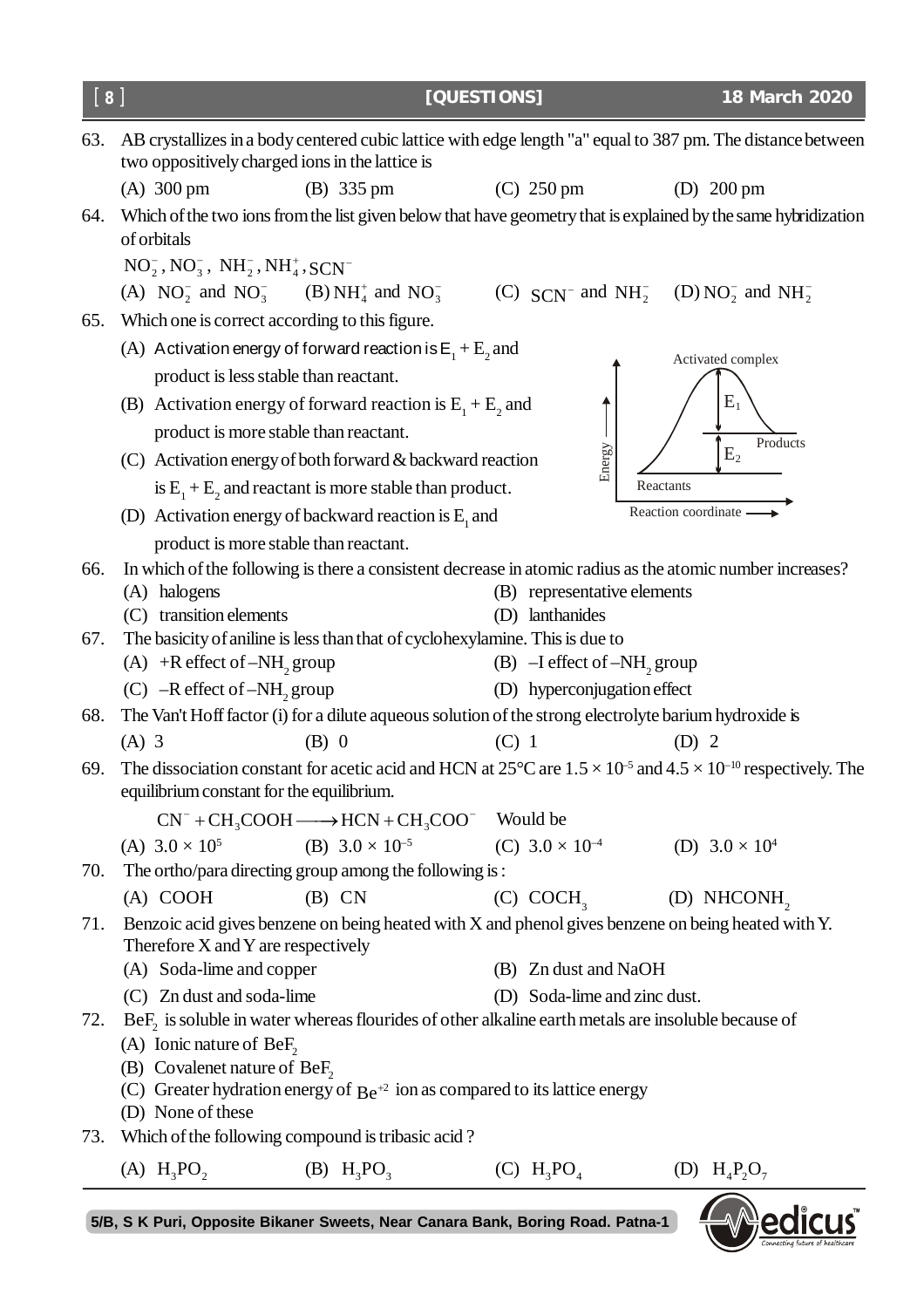63. AB crystallizes in a body centered cubic lattice with edge length "a" equal to 387 pm. The distance between two oppositively charged ions in the lattice is

(A) 300 pm (B) 335 pm (C) 250 pm (D) 200 pm

64. Which of the two ions from the list given below that have geometry that is explained by the same hybridization of orbitals

$NO_2^-, NO_3^-, NH_2^-, NH_4^+, SCN^-$

(A) $NO_2^-$ and $NO_3^-$ (B) $NH_4^+$ and $NO_3^-$ (C) $SCN^-$ and $NH_2^-$ (D) $NO_2^-$ and $NH_2^-$

65. Which one is correct according to this figure.

(A) Activation energy of forward reaction is $E_1 + E_2$ and product is less stable than reactant.

(B) Activation energy of forward reaction is $E_1 + E_2$ and product is more stable than reactant.

(C) Activation energy of both forward & backward reaction is $E_1 + E_2$ and reactant is more stable than product.

(D) Activation energy of backward reaction is $E_1$ and product is more stable than reactant.

Activated complex
$E_1$
$E_2$
Products
Reactants
Energy
Reaction coordinate

66. In which of the following is there a consistent decrease in atomic radius as the atomic number increases?

(A) halogens (B) representative elements
(C) transition elements (D) lanthanides

67. The basicity of aniline is less than that of cyclohexylamine. This is due to

(A) +R effect of $-NH_2$ group (B) –I effect of $-NH_2$ group
(C) –R effect of $-NH_2$ group (D) hyperconjugation effect

68. The Van't Hoff factor (i) for a dilute aqueous solution of the strong electrolyte barium hydroxide is

(A) 3 (B) 0 (C) 1 (D) 2

69. The dissociation constant for acetic acid and HCN at 25°C are $1.5 \times 10^{-5}$ and $4.5 \times 10^{-10}$ respectively. The equilibrium constant for the equilibrium.

$CN^- + CH_3COOH \longrightarrow HCN + CH_3COO^-$ Would be

(A) $3.0 \times 10^5$ (B) $3.0 \times 10^{-5}$ (C) $3.0 \times 10^{-4}$ (D) $3.0 \times 10^4$

70. The ortho/para directing group among the following is :

(A) COOH (B) CN (C) $COCH_3$ (D) $NHCONH_2$

71. Benzoic acid gives benzene on being heated with X and phenol gives benzene on being heated with Y. Therefore X and Y are respectively

(A) Soda-lime and copper (B) Zn dust and NaOH
(C) Zn dust and soda-lime (D) Soda-lime and zinc dust.

72. $BeF_2$ is soluble in water whereas flourides of other alkaline earth metals are insoluble because of

(A) Ionic nature of $BeF_2$
(B) Covalenet nature of $BeF_2$
(C) Greater hydration energy of $Be^{+2}$ ion as compared to its lattice energy
(D) None of these

73. Which of the following compound is tribasic acid ?

(A) $H_3PO_2$ (B) $H_3PO_3$ (C) $H_3PO_4$ (D) $H_4P_2O_7$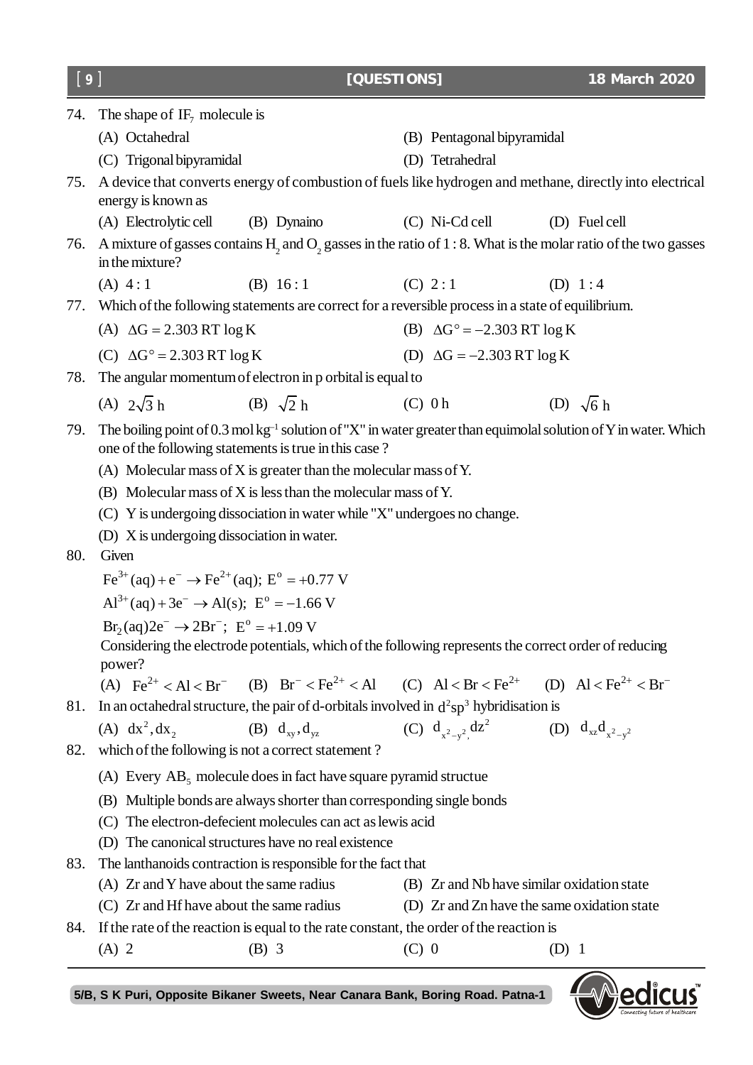74. The shape of $IF_7$ molecule is

(A) Octahedral
(B) Pentagonal bipyramidal
(C) Trigonal bipyramidal
(D) Tetrahedral

75. A device that converts energy of combustion of fuels like hydrogen and methane, directly into electrical energy is known as

(A) Electrolytic cell
(B) Dynaino
(C) Ni-Cd cell
(D) Fuel cell

76. A mixture of gasses contains $H_2$ and $O_2$ gasses in the ratio of 1 : 8. What is the molar ratio of the two gasses in the mixture?

(A) 4 : 1
(B) 16 : 1
(C) 2 : 1
(D) 1 : 4

77. Which of the following statements are correct for a reversible process in a state of equilibrium.

(A) $\Delta G = 2.303\ RT \log K$
(B) $\Delta G^\circ = -2.303\ RT \log K$
(C) $\Delta G^\circ = 2.303\ RT \log K$
(D) $\Delta G = -2.303\ RT \log K$

78. The angular momentum of electron in p orbital is equal to

(A) $2\sqrt{3}\ h$
(B) $\sqrt{2}\ h$
(C) 0 h
(D) $\sqrt{6}\ h$

79. The boiling point of 0.3 mol kg$^{-1}$ solution of "X" in water greater than equimolal solution of Y in water. Which one of the following statements is true in this case ?

(A) Molecular mass of X is greater than the molecular mass of Y.
(B) Molecular mass of X is less than the molecular mass of Y.
(C) Y is undergoing dissociation in water while "X" undergoes no change.
(D) X is undergoing dissociation in water.

80. Given

$Fe^{3+}(aq) + e^- \rightarrow Fe^{2+}(aq);\ E^o = +0.77\ V$

$Al^{3+}(aq) + 3e^- \rightarrow Al(s);\ E^o = -1.66\ V$

$Br_2(aq)2e^- \rightarrow 2Br^-;\ E^o = +1.09\ V$

Considering the electrode potentials, which of the following represents the correct order of reducing power?

(A) $Fe^{2+} < Al < Br^-$
(B) $Br^- < Fe^{2+} < Al$
(C) $Al < Br < Fe^{2+}$
(D) $Al < Fe^{2+} < Br^-$

81. In an octahedral structure, the pair of d-orbitals involved in $d^2sp^3$ hybridisation is

(A) $dx^2, dx_2$
(B) $d_{xy}, d_{yz}$
(C) $d_{x^2-y^2,}\ dz^2$
(D) $d_{xz}d_{x^2-y^2}$

82. which of the following is not a correct statement ?

(A) Every $AB_5$ molecule does in fact have square pyramid structue
(B) Multiple bonds are always shorter than corresponding single bonds
(C) The electron-defecient molecules can act as lewis acid
(D) The canonical structures have no real existence

83. The lanthanoids contraction is responsible for the fact that

(A) Zr and Y have about the same radius
(B) Zr and Nb have similar oxidation state
(C) Zr and Hf have about the same radius
(D) Zr and Zn have the same oxidation state

84. If the rate of the reaction is equal to the rate constant, the order of the reaction is

(A) 2
(B) 3
(C) 0
(D) 1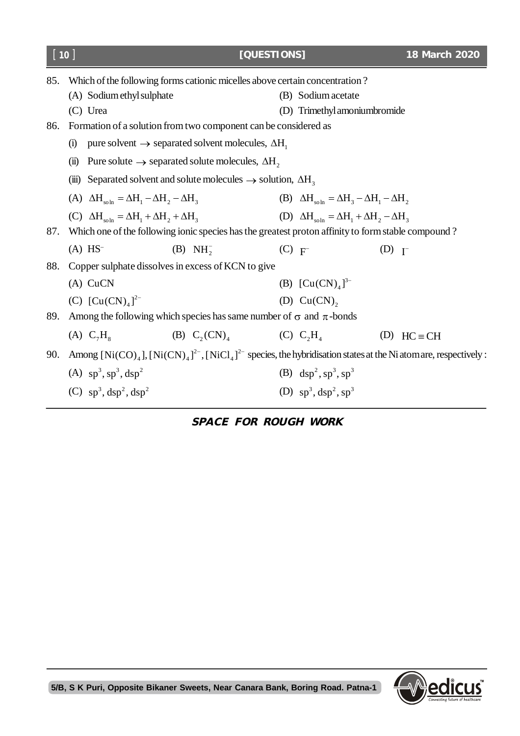85. Which of the following forms cationic micelles above certain concentration ?

(A) Sodium ethyl sulphate
(B) Sodium acetate
(C) Urea
(D) Trimethyl amoniumbromide

86. Formation of a solution from two component can be considered as

(i) pure solvent $\rightarrow$ separated solvent molecules, $\Delta H_1$

(ii) Pure solute $\rightarrow$ separated solute molecules, $\Delta H_2$

(iii) Separated solvent and solute molecules $\rightarrow$ solution, $\Delta H_3$

(A) $\Delta H_{soln} = \Delta H_1 - \Delta H_2 - \Delta H_3$
(B) $\Delta H_{soln} = \Delta H_3 - \Delta H_1 - \Delta H_2$
(C) $\Delta H_{soln} = \Delta H_1 + \Delta H_2 + \Delta H_3$
(D) $\Delta H_{soln} = \Delta H_1 + \Delta H_2 - \Delta H_3$

87. Which one of the following ionic species has the greatest proton affinity to form stable compound ?

(A) $HS^-$
(B) $NH_2^-$
(C) $F^-$
(D) $I^-$

88. Copper sulphate dissolves in excess of KCN to give

(A) CuCN
(B) $[Cu(CN)_4]^{3-}$
(C) $[Cu(CN)_4]^{2-}$
(D) $Cu(CN)_2$

89. Among the following which species has same number of $\sigma$ and $\pi$-bonds

(A) $C_7H_8$
(B) $C_2(CN)_4$
(C) $C_2H_4$
(D) $HC \equiv CH$

90. Among $[Ni(CO)_4]$, $[Ni(CN)_4]^{2-}$, $[NiCl_4]^{2-}$ species, the hybridisation states at the Ni atom are, respectively :

(A) $sp^3, sp^3, dsp^2$
(B) $dsp^2, sp^3, sp^3$
(C) $sp^3, dsp^2, dsp^2$
(D) $sp^3, dsp^2, sp^3$

**SPACE FOR ROUGH WORK**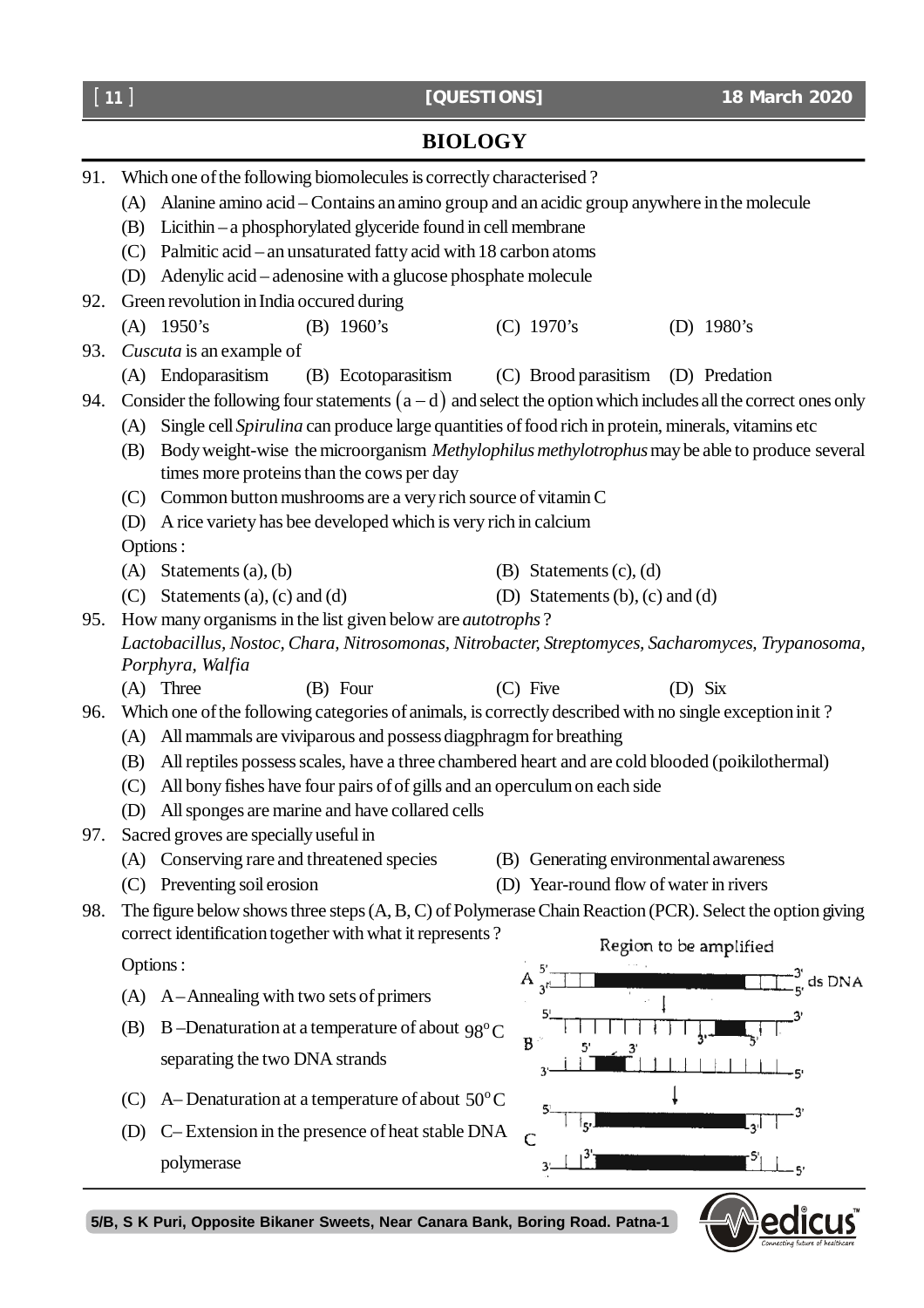## BIOLOGY

91. Which one of the following biomolecules is correctly characterised ?
    (A) Alanine amino acid – Contains an amino group and an acidic group anywhere in the molecule
    (B) Licithin – a phosphorylated glyceride found in cell membrane
    (C) Palmitic acid – an unsaturated fatty acid with 18 carbon atoms
    (D) Adenylic acid – adenosine with a glucose phosphate molecule

92. Green revolution in India occured during
    (A) 1950's (B) 1960's (C) 1970's (D) 1980's

93. *Cuscuta* is an example of
    (A) Endoparasitism (B) Ecotoparasitism (C) Brood parasitism (D) Predation

94. Consider the following four statements $(a-d)$ and select the option which includes all the correct ones only
    (A) Single cell *Spirulina* can produce large quantities of food rich in protein, minerals, vitamins etc
    (B) Body weight-wise the microorganism *Methylophilus methylotrophus* may be able to produce several times more proteins than the cows per day
    (C) Common button mushrooms are a very rich source of vitamin C
    (D) A rice variety has bee developed which is very rich in calcium

    Options :
    (A) Statements (a), (b)
    (B) Statements (c), (d)
    (C) Statements (a), (c) and (d)
    (D) Statements (b), (c) and (d)

95. How many organisms in the list given below are *autotrophs* ?
    *Lactobacillus, Nostoc, Chara, Nitrosomonas, Nitrobacter, Streptomyces, Sacharomyces, Trypanosoma, Porphyra, Walfia*
    (A) Three (B) Four (C) Five (D) Six

96. Which one of the following categories of animals, is correctly described with no single exception in it ?
    (A) All mammals are viviparous and possess diagphragm for breathing
    (B) All reptiles possess scales, have a three chambered heart and are cold blooded (poikilothermal)
    (C) All bony fishes have four pairs of of gills and an operculum on each side
    (D) All sponges are marine and have collared cells

97. Sacred groves are specially useful in
    (A) Conserving rare and threatened species
    (B) Generating environmental awareness
    (C) Preventing soil erosion
    (D) Year-round flow of water in rivers

98. The figure below shows three steps (A, B, C) of Polymerase Chain Reaction (PCR). Select the option giving correct identification together with what it represents ?

    Region to be amplified
    A 5' 3' 3' 5' ds DNA
    B 5' 3' 5' 3' 3' 5' 3' 5'
    C 5' 5' 3' 3' 3' 5' 3' 5'

    Options :
    (A) A – Annealing with two sets of primers
    (B) B – Denaturation at a temperature of about $98^oC$ separating the two DNA strands
    (C) A – Denaturation at a temperature of about $50^oC$
    (D) C – Extension in the presence of heat stable DNA polymerase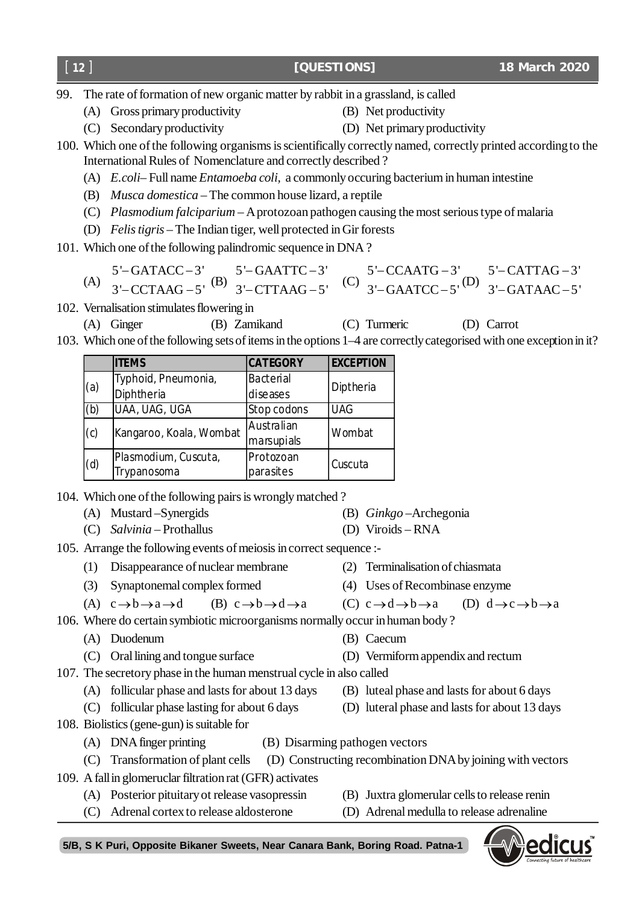99. The rate of formation of new organic matter by rabbit in a grassland, is called

(A) Gross primary productivity
(B) Net productivity
(C) Secondary productivity
(D) Net primary productivity

100. Which one of the following organisms is scientifically correctly named, correctly printed according to the International Rules of Nomenclature and correctly described ?

(A) *E.coli*– Full name *Entamoeba coli*, a commonly occuring bacterium in human intestine
(B) *Musca domestica* – The common house lizard, a reptile
(C) *Plasmodium falciparium* – A protozoan pathogen causing the most serious type of malaria
(D) *Felis tigris* – The Indian tiger, well protected in Gir forests

101. Which one of the following palindromic sequence in DNA ?

(A) $\begin{matrix} 5'-\text{GATACC}-3' \\ 3'-\text{CCTAAG}-5' \end{matrix}$
(B) $\begin{matrix} 5'-\text{GAATTC}-3' \\ 3'-\text{CTTAAG}-5' \end{matrix}$
(C) $\begin{matrix} 5'-\text{CCAATG}-3' \\ 3'-\text{GAATCC}-5' \end{matrix}$
(D) $\begin{matrix} 5'-\text{CATTAG}-3' \\ 3'-\text{GATAAC}-5' \end{matrix}$

102. Vernalisation stimulates flowering in

(A) Ginger
(B) Zamikand
(C) Turmeric
(D) Carrot

103. Which one of the following sets of items in the options 1–4 are correctly categorised with one exception in it?

| | ITEMS | CATEGORY | EXCEPTION |
|---|---|---|---|
| (a) | Typhoid, Pneumonia, Diphtheria | Bacterial diseases | Diptheria |
| (b) | UAA, UAG, UGA | Stop codons | UAG |
| (c) | Kangaroo, Koala, Wombat | Australian marsupials | Wombat |
| (d) | Plasmodium, Cuscuta, Trypanosoma | Protozoan parasites | Cuscuta |

104. Which one of the following pairs is wrongly matched ?

(A) Mustard –Synergids
(B) *Ginkgo* –Archegonia
(C) *Salvinia* – Prothallus
(D) Viroids – RNA

105. Arrange the following events of meiosis in correct sequence :-

(1) Disappearance of nuclear membrane
(2) Terminalisation of chiasmata
(3) Synaptonemal complex formed
(4) Uses of Recombinase enzyme

(A) $c \rightarrow b \rightarrow a \rightarrow d$
(B) $c \rightarrow b \rightarrow d \rightarrow a$
(C) $c \rightarrow d \rightarrow b \rightarrow a$
(D) $d \rightarrow c \rightarrow b \rightarrow a$

106. Where do certain symbiotic microorganisms normally occur in human body ?

(A) Duodenum
(B) Caecum
(C) Oral lining and tongue surface
(D) Vermiform appendix and rectum

107. The secretory phase in the human menstrual cycle in also called

(A) follicular phase and lasts for about 13 days
(B) luteal phase and lasts for about 6 days
(C) follicular phase lasting for about 6 days
(D) luteral phase and lasts for about 13 days

108. Biolistics (gene-gun) is suitable for

(A) DNA finger printing
(B) Disarming pathogen vectors
(C) Transformation of plant cells
(D) Constructing recombination DNA by joining with vectors

109. A fall in glomeruclar filtration rat (GFR) activates

(A) Posterior pituitary ot release vasopressin
(B) Juxtra glomerular cells to release renin
(C) Adrenal cortex to release aldosterone
(D) Adrenal medulla to release adrenaline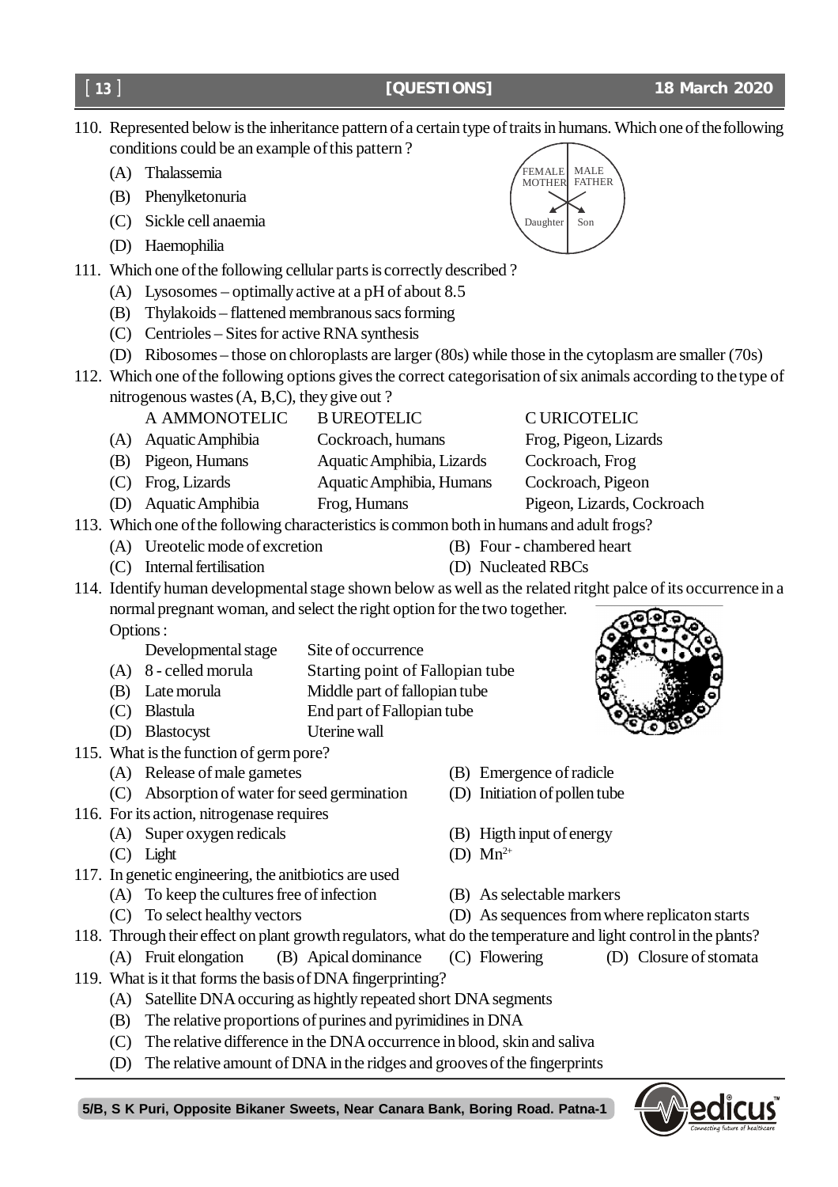110. Represented below is the inheritance pattern of a certain type of traits in humans. Which one of the following conditions could be an example of this pattern ?

FEMALE MOTHER | MALE FATHER

Daughter | Son

(A) Thalassemia

(B) Phenylketonuria

(C) Sickle cell anaemia

(D) Haemophilia

111. Which one of the following cellular parts is correctly described ?

(A) Lysosomes – optimally active at a pH of about 8.5

(B) Thylakoids – flattened membranous sacs forming

(C) Centrioles – Sites for active RNA synthesis

(D) Ribosomes – those on chloroplasts are larger (80s) while those in the cytoplasm are smaller (70s)

112. Which one of the following options gives the correct categorisation of six animals according to the type of nitrogenous wastes (A, B,C), they give out ?

| | A AMMONOTELIC | B UREOTELIC | C URICOTELIC |
|---|---|---|---|
| (A) | Aquatic Amphibia | Cockroach, humans | Frog, Pigeon, Lizards |
| (B) | Pigeon, Humans | Aquatic Amphibia, Lizards | Cockroach, Frog |
| (C) | Frog, Lizards | Aquatic Amphibia, Humans | Cockroach, Pigeon |
| (D) | Aquatic Amphibia | Frog, Humans | Pigeon, Lizards, Cockroach |

113. Which one of the following characteristics is common both in humans and adult frogs?

(A) Ureotelic mode of excretion

(B) Four - chambered heart

(C) Internal fertilisation

(D) Nucleated RBCs

114. Identify human developmental stage shown below as well as the related ritght palce of its occurrence in a normal pregnant woman, and select the right option for the two together.

Options :

| | Developmental stage | Site of occurrence |
|---|---|---|
| (A) | 8 - celled morula | Starting point of Fallopian tube |
| (B) | Late morula | Middle part of fallopian tube |
| (C) | Blastula | End part of Fallopian tube |
| (D) | Blastocyst | Uterine wall |

115. What is the function of germ pore?

(A) Release of male gametes

(B) Emergence of radicle

(C) Absorption of water for seed germination

(D) Initiation of pollen tube

116. For its action, nitrogenase requires

(A) Super oxygen redicals

(B) Higth input of energy

(C) Light

(D) $Mn^{2+}$

117. In genetic engineering, the anitbiotics are used

(A) To keep the cultures free of infection

(B) As selectable markers

(C) To select healthy vectors

(D) As sequences from where replicaton starts

118. Through their effect on plant growth regulators, what do the temperature and light control in the plants?

(A) Fruit elongation (B) Apical dominance (C) Flowering (D) Closure of stomata

119. What is it that forms the basis of DNA fingerprinting?

(A) Satellite DNA occuring as hightly repeated short DNA segments

(B) The relative proportions of purines and pyrimidines in DNA

(C) The relative difference in the DNA occurrence in blood, skin and saliva

(D) The relative amount of DNA in the ridges and grooves of the fingerprints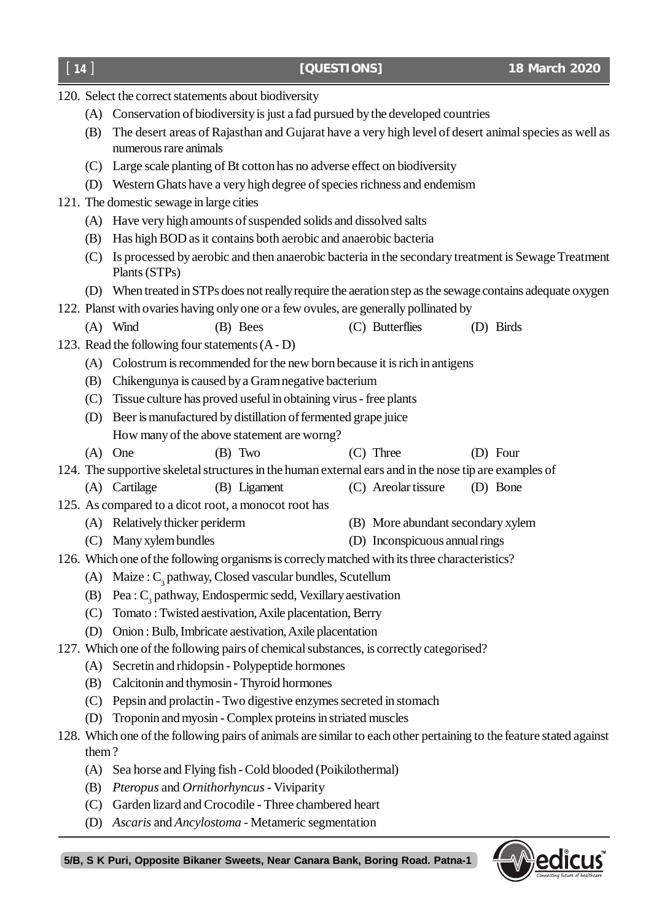120. Select the correct statements about biodiversity

   (A) Conservation of biodiversity is just a fad pursued by the developed countries

   (B) The desert areas of Rajasthan and Gujarat have a very high level of desert animal species as well as numerous rare animals

   (C) Large scale planting of Bt cotton has no adverse effect on biodiversity

   (D) Western Ghats have a very high degree of species richness and endemism

121. The domestic sewage in large cities

   (A) Have very high amounts of suspended solids and dissolved salts

   (B) Has high BOD as it contains both aerobic and anaerobic bacteria

   (C) Is processed by aerobic and then anaerobic bacteria in the secondary treatment is Sewage Treatment Plants (STPs)

   (D) When treated in STPs does not really require the aeration step as the sewage contains adequate oxygen

122. Planst with ovaries having only one or a few ovules, are generally pollinated by

   (A) Wind (B) Bees (C) Butterflies (D) Birds

123. Read the following four statements (A - D)

   (A) Colostrum is recommended for the new born because it is rich in antigens

   (B) Chikengunya is caused by a Gram negative bacterium

   (C) Tissue culture has proved useful in obtaining virus - free plants

   (D) Beer is manufactured by distillation of fermented grape juice

   How many of the above statement are worng?

   (A) One (B) Two (C) Three (D) Four

124. The supportive skeletal structures in the human external ears and in the nose tip are examples of

   (A) Cartilage (B) Ligament (C) Areolar tissue (D) Bone

125. As compared to a dicot root, a monocot root has

   (A) Relatively thicker periderm (B) More abundant secondary xylem

   (C) Many xylem bundles (D) Inconspicuous annual rings

126. Which one of the following organisms is correcly matched with its three characteristics?

   (A) Maize : $C_3$ pathway, Closed vascular bundles, Scutellum

   (B) Pea : $C_3$ pathway, Endospermic sedd, Vexillary aestivation

   (C) Tomato : Twisted aestivation, Axile placentation, Berry

   (D) Onion : Bulb, Imbricate aestivation, Axile placentation

127. Which one of the following pairs of chemical substances, is correctly categorised?

   (A) Secretin and rhidopsin - Polypeptide hormones

   (B) Calcitonin and thymosin - Thyroid hormones

   (C) Pepsin and prolactin - Two digestive enzymes secreted in stomach

   (D) Troponin and myosin - Complex proteins in striated muscles

128. Which one of the following pairs of animals are similar to each other pertaining to the feature stated against them ?

   (A) Sea horse and Flying fish - Cold blooded (Poikilothermal)

   (B) *Pteropus* and *Ornithorhyncus* - Viviparity

   (C) Garden lizard and Crocodile - Three chambered heart

   (D) *Ascaris* and *Ancylostoma* - Metameric segmentation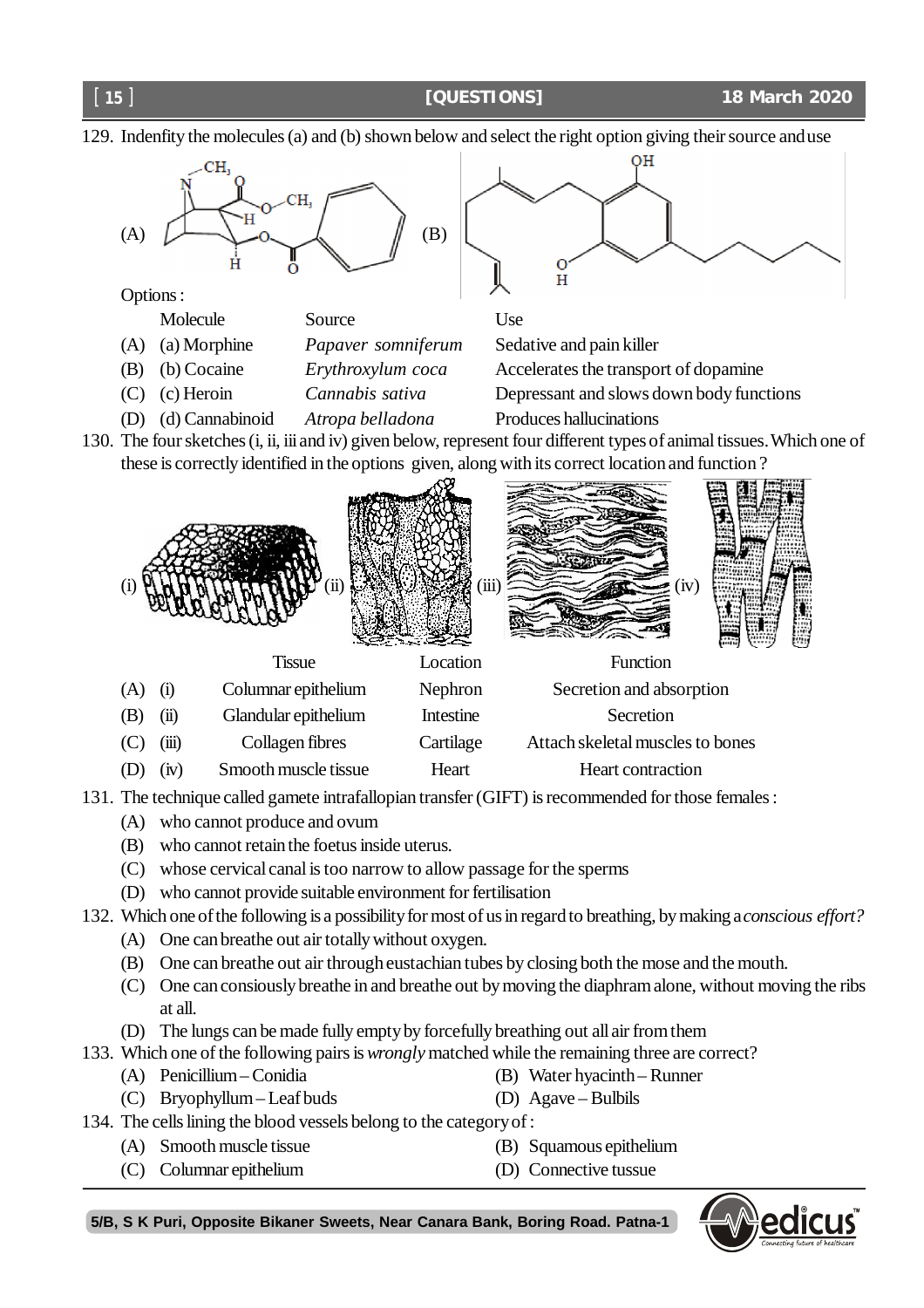129. Indenfity the molecules (a) and (b) shown below and select the right option giving their source and use

(A) (B)

Options :

| | Molecule | Source | Use |
|---|---|---|---|
| (A) | (a) Morphine | *Papaver somniferum* | Sedative and pain killer |
| (B) | (b) Cocaine | *Erythroxylum coca* | Accelerates the transport of dopamine |
| (C) | (c) Heroin | *Cannabis sativa* | Depressant and slows down body functions |
| (D) | (d) Cannabinoid | *Atropa belladona* | Produces hallucinations |

130. The four sketches (i, ii, iii and iv) given below, represent four different types of animal tissues. Which one of these is correctly identified in the options given, along with its correct location and function ?

(i) (ii) (iii) (iv)

| | | Tissue | Location | Function |
|---|---|---|---|---|
| (A) | (i) | Columnar epithelium | Nephron | Secretion and absorption |
| (B) | (ii) | Glandular epithelium | Intestine | Secretion |
| (C) | (iii) | Collagen fibres | Cartilage | Attach skeletal muscles to bones |
| (D) | (iv) | Smooth muscle tissue | Heart | Heart contraction |

131. The technique called gamete intrafallopian transfer (GIFT) is recommended for those females :

(A) who cannot produce and ovum

(B) who cannot retain the foetus inside uterus.

(C) whose cervical canal is too narrow to allow passage for the sperms

(D) who cannot provide suitable environment for fertilisation

132. Which one of the following is a possibility for most of us in regard to breathing, by making a *conscious effort?*

(A) One can breathe out air totally without oxygen.

(B) One can breathe out air through eustachian tubes by closing both the mose and the mouth.

(C) One can consiously breathe in and breathe out by moving the diaphram alone, without moving the ribs at all.

(D) The lungs can be made fully empty by forcefully breathing out all air from them

133. Which one of the following pairs is *wrongly* matched while the remaining three are correct?

(A) Penicillium – Conidia

(B) Water hyacinth – Runner

(C) Bryophyllum – Leaf buds

(D) Agave – Bulbils

134. The cells lining the blood vessels belong to the category of :

(A) Smooth muscle tissue

(B) Squamous epithelium

(C) Columnar epithelium

(D) Connective tussue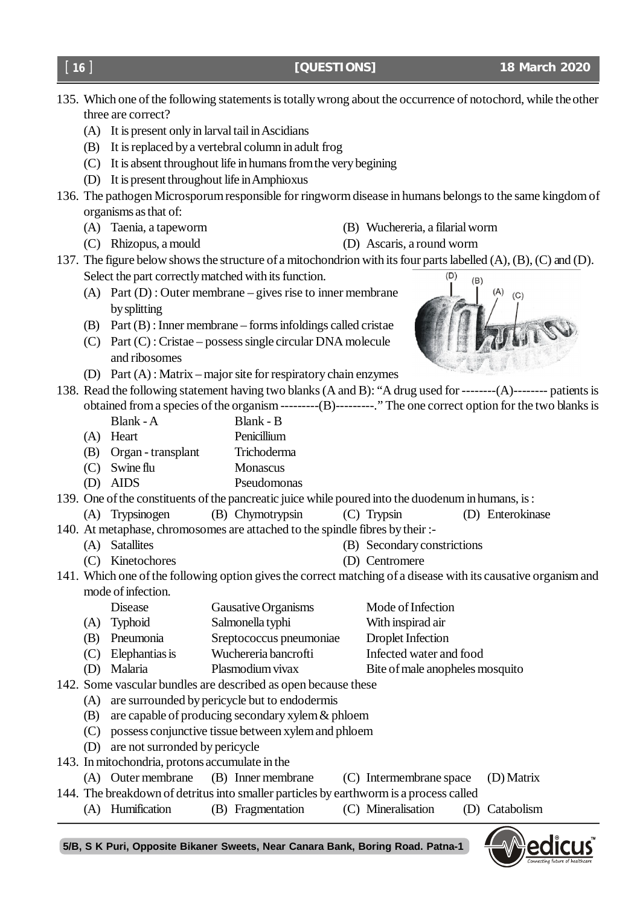135. Which one of the following statements is totally wrong about the occurrence of notochord, while the other three are correct?
   (A) It is present only in larval tail in Ascidians
   (B) It is replaced by a vertebral column in adult frog
   (C) It is absent throughout life in humans from the very begining
   (D) It is present throughout life in Amphioxus

136. The pathogen Microsporum responsible for ringworm disease in humans belongs to the same kingdom of organisms as that of:
   (A) Taenia, a tapeworm
   (B) Wuchereria, a filarial worm
   (C) Rhizopus, a mould
   (D) Ascaris, a round worm

137. The figure below shows the structure of a mitochondrion with its four parts labelled (A), (B), (C) and (D). Select the part correctly matched with its function.

(D) (B) (A) (C)

   (A) Part (D) : Outer membrane – gives rise to inner membrane by splitting
   (B) Part (B) : Inner membrane – forms infoldings called cristae
   (C) Part (C) : Cristae – possess single circular DNA molecule and ribosomes
   (D) Part (A) : Matrix – major site for respiratory chain enzymes

138. Read the following statement having two blanks (A and B): "A drug used for --------(A)-------- patients is obtained from a species of the organism ---------(B)---------." The one correct option for the two blanks is

| | Blank - A | Blank - B |
|---|---|---|
| (A) | Heart | Penicillium |
| (B) | Organ - transplant | Trichoderma |
| (C) | Swine flu | Monascus |
| (D) | AIDS | Pseudomonas |

139. One of the constituents of the pancreatic juice while poured into the duodenum in humans, is :
   (A) Trypsinogen
   (B) Chymotrypsin
   (C) Trypsin
   (D) Enterokinase

140. At metaphase, chromosomes are attached to the spindle fibres by their :-
   (A) Satallites
   (B) Secondary constrictions
   (C) Kinetochores
   (D) Centromere

141. Which one of the following option gives the correct matching of a disease with its causative organism and mode of infection.

| | Disease | Gausative Organisms | Mode of Infection |
|---|---|---|---|
| (A) | Typhoid | Salmonella typhi | With inspirad air |
| (B) | Pneumonia | Sreptococcus pneumoniae | Droplet Infection |
| (C) | Elephantias is | Wuchereria bancrofti | Infected water and food |
| (D) | Malaria | Plasmodium vivax | Bite of male anopheles mosquito |

142. Some vascular bundles are described as open because these
   (A) are surrounded by pericycle but to endodermis
   (B) are capable of producing secondary xylem & phloem
   (C) possess conjunctive tissue between xylem and phloem
   (D) are not surronded by pericycle

143. In mitochondria, protons accumulate in the
   (A) Outer membrane
   (B) Inner membrane
   (C) Intermembrane space
   (D) Matrix

144. The breakdown of detritus into smaller particles by earthworm is a process called
   (A) Humification
   (B) Fragmentation
   (C) Mineralisation
   (D) Catabolism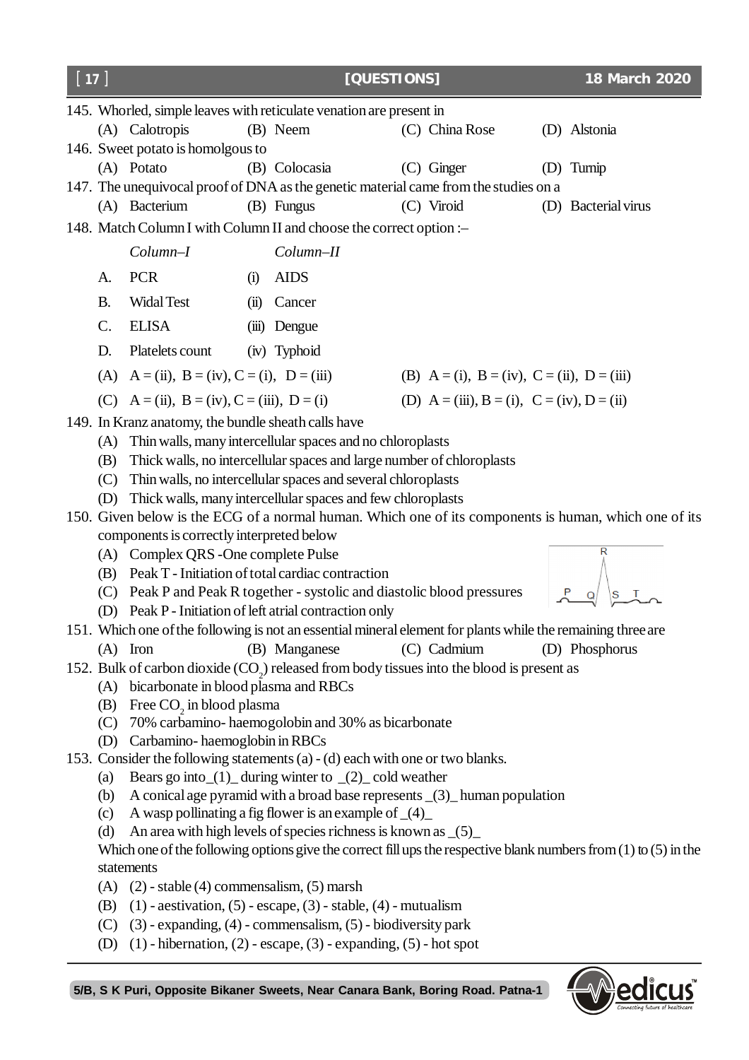145. Whorled, simple leaves with reticulate venation are present in

(A) Calotropis (B) Neem (C) China Rose (D) Alstonia

146. Sweet potato is homolgous to

(A) Potato (B) Colocasia (C) Ginger (D) Turnip

147. The unequivocal proof of DNA as the genetic material came from the studies on a

(A) Bacterium (B) Fungus (C) Viroid (D) Bacterial virus

148. Match Column I with Column II and choose the correct option :–

| | *Column–I* | | *Column–II* |
|---|---|---|---|
| A. | PCR | (i) | AIDS |
| B. | Widal Test | (ii) | Cancer |
| C. | ELISA | (iii) | Dengue |
| D. | Platelets count | (iv) | Typhoid |

(A) A = (ii), B = (iv), C = (i), D = (iii)

(B) A = (i), B = (iv), C = (ii), D = (iii)

(C) A = (ii), B = (iv), C = (iii), D = (i)

(D) A = (iii), B = (i), C = (iv), D = (ii)

149. In Kranz anatomy, the bundle sheath calls have

(A) Thin walls, many intercellular spaces and no chloroplasts

(B) Thick walls, no intercellular spaces and large number of chloroplasts

(C) Thin walls, no intercellular spaces and several chloroplasts

(D) Thick walls, many intercellular spaces and few chloroplasts

150. Given below is the ECG of a normal human. Which one of its components is human, which one of its components is correctly interpreted below

(A) Complex QRS -One complete Pulse

(B) Peak T - Initiation of total cardiac contraction

(C) Peak P and Peak R together - systolic and diastolic blood pressures

(D) Peak P - Initiation of left atrial contraction only

151. Which one of the following is not an essential mineral element for plants while the remaining three are

(A) Iron (B) Manganese (C) Cadmium (D) Phosphorus

152. Bulk of carbon dioxide ($CO_2$) released from body tissues into the blood is present as

(A) bicarbonate in blood plasma and RBCs

(B) Free $CO_2$ in blood plasma

(C) 70% carbamino- haemogolobin and 30% as bicarbonate

(D) Carbamino- haemoglobin in RBCs

153. Consider the following statements (a) - (d) each with one or two blanks.

(a) Bears go into_(1)_ during winter to _(2)_ cold weather

(b) A conical age pyramid with a broad base represents _(3)_ human population

(c) A wasp pollinating a fig flower is an example of _(4)_

(d) An area with high levels of species richness is known as _(5)_

Which one of the following options give the correct fill ups the respective blank numbers from (1) to (5) in the statements

(A) (2) - stable (4) commensalism, (5) marsh

(B) (1) - aestivation, (5) - escape, (3) - stable, (4) - mutualism

(C) (3) - expanding, (4) - commensalism, (5) - biodiversity park

(D) (1) - hibernation, (2) - escape, (3) - expanding, (5) - hot spot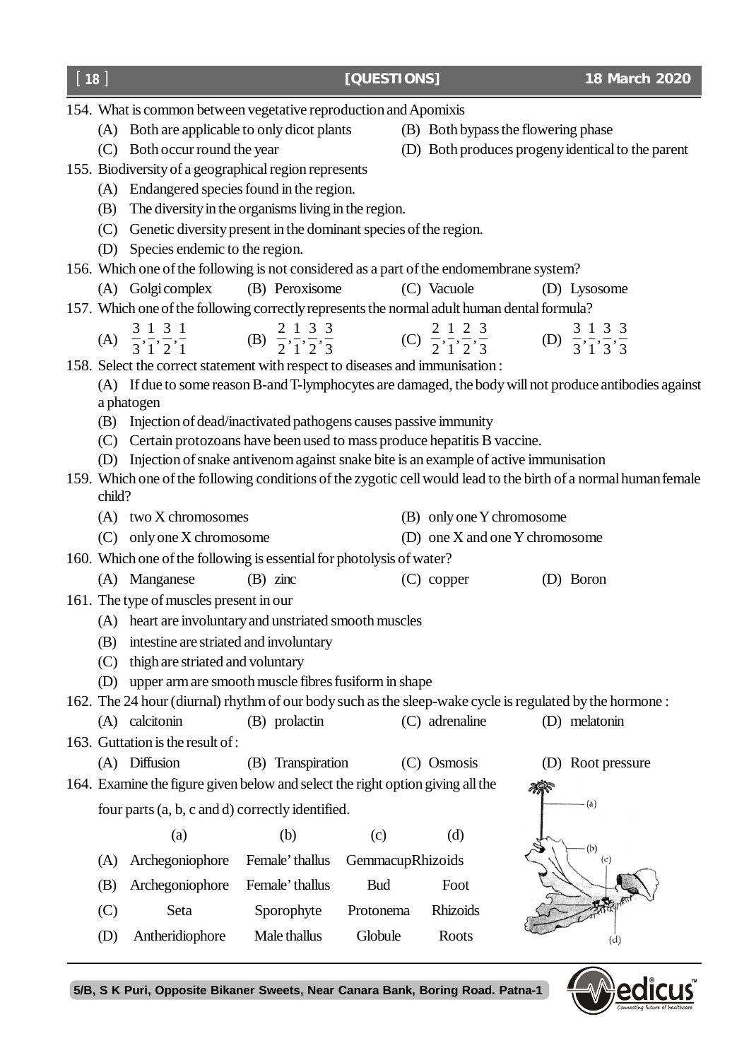154. What is common between vegetative reproduction and Apomixis

(A) Both are applicable to only dicot plants
(B) Both bypass the flowering phase
(C) Both occur round the year
(D) Both produces progeny identical to the parent

155. Biodiversity of a geographical region represents

(A) Endangered species found in the region.
(B) The diversity in the organisms living in the region.
(C) Genetic diversity present in the dominant species of the region.
(D) Species endemic to the region.

156. Which one of the following is not considered as a part of the endomembrane system?

(A) Golgi complex (B) Peroxisome (C) Vacuole (D) Lysosome

157. Which one of the following correctly represents the normal adult human dental formula?

(A) $\frac{3}{3},\frac{1}{1},\frac{3}{2},\frac{1}{1}$ (B) $\frac{2}{2},\frac{1}{1},\frac{3}{2},\frac{3}{3}$ (C) $\frac{2}{2},\frac{1}{1},\frac{2}{2},\frac{3}{3}$ (D) $\frac{3}{3},\frac{1}{1},\frac{3}{3},\frac{3}{3}$

158. Select the correct statement with respect to diseases and immunisation :

(A) If due to some reason B-and T-lymphocytes are damaged, the body will not produce antibodies against a phatogen
(B) Injection of dead/inactivated pathogens causes passive immunity
(C) Certain protozoans have been used to mass produce hepatitis B vaccine.
(D) Injection of snake antivenom against snake bite is an example of active immunisation

159. Which one of the following conditions of the zygotic cell would lead to the birth of a normal human female child?

(A) two X chromosomes
(B) only one Y chromosome
(C) only one X chromosome
(D) one X and one Y chromosome

160. Which one of the following is essential for photolysis of water?

(A) Manganese (B) zinc (C) copper (D) Boron

161. The type of muscles present in our

(A) heart are involuntary and unstriated smooth muscles
(B) intestine are striated and involuntary
(C) thigh are striated and voluntary
(D) upper arm are smooth muscle fibres fusiform in shape

162. The 24 hour (diurnal) rhythm of our body such as the sleep-wake cycle is regulated by the hormone :

(A) calcitonin (B) prolactin (C) adrenaline (D) melatonin

163. Guttation is the result of :

(A) Diffusion (B) Transpiration (C) Osmosis (D) Root pressure

164. Examine the figure given below and select the right option giving all the four parts (a, b, c and d) correctly identified.

| | (a) | (b) | (c) | (d) |
|---|---|---|---|---|
| (A) | Archegoniophore | Female' thallus | Gemmacup | Rhizoids |
| (B) | Archegoniophore | Female' thallus | Bud | Foot |
| (C) | Seta | Sporophyte | Protonema | Rhizoids |
| (D) | Antheridiophore | Male thallus | Globule | Roots |

(a)
(b)
(c)
(d)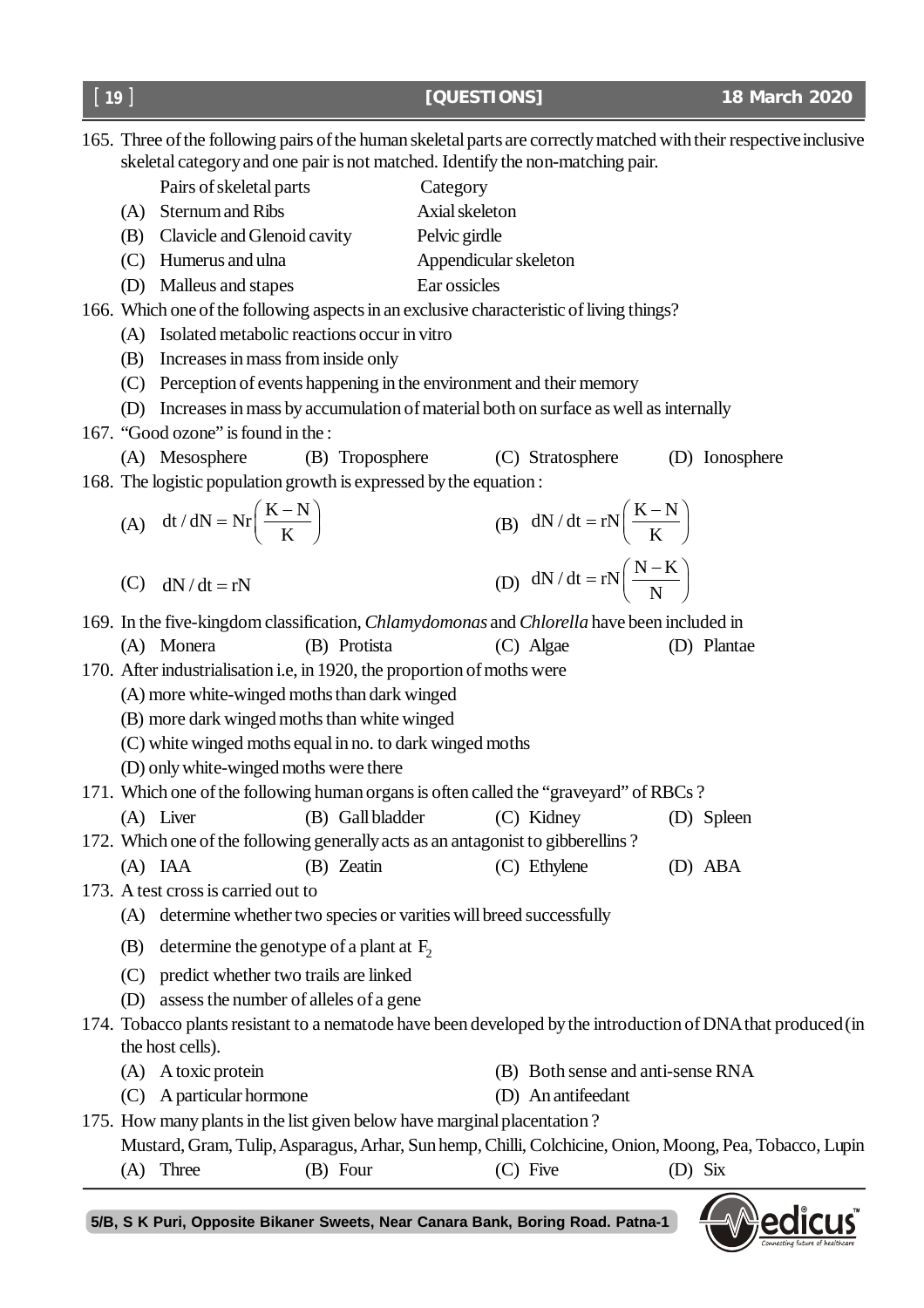165. Three of the following pairs of the human skeletal parts are correctly matched with their respective inclusive skeletal category and one pair is not matched. Identify the non-matching pair.

| | Pairs of skeletal parts | Category |
|---|---|---|
| (A) | Sternum and Ribs | Axial skeleton |
| (B) | Clavicle and Glenoid cavity | Pelvic girdle |
| (C) | Humerus and ulna | Appendicular skeleton |
| (D) | Malleus and stapes | Ear ossicles |

166. Which one of the following aspects in an exclusive characteristic of living things?
   (A) Isolated metabolic reactions occur in vitro
   (B) Increases in mass from inside only
   (C) Perception of events happening in the environment and their memory
   (D) Increases in mass by accumulation of material both on surface as well as internally

167. "Good ozone" is found in the :
   (A) Mesosphere (B) Troposphere (C) Stratosphere (D) Ionosphere

168. The logistic population growth is expressed by the equation :
   (A) $dt / dN = Nr\left(\frac{K-N}{K}\right)$
   (B) $dN / dt = rN\left(\frac{K-N}{K}\right)$
   (C) $dN / dt = rN$
   (D) $dN / dt = rN\left(\frac{N-K}{N}\right)$

169. In the five-kingdom classification, *Chlamydomonas* and *Chlorella* have been included in
   (A) Monera (B) Protista (C) Algae (D) Plantae

170. After industrialisation i.e, in 1920, the proportion of moths were
   (A) more white-winged moths than dark winged
   (B) more dark winged moths than white winged
   (C) white winged moths equal in no. to dark winged moths
   (D) only white-winged moths were there

171. Which one of the following human organs is often called the "graveyard" of RBCs ?
   (A) Liver (B) Gall bladder (C) Kidney (D) Spleen

172. Which one of the following generally acts as an antagonist to gibberellins ?
   (A) IAA (B) Zeatin (C) Ethylene (D) ABA

173. A test cross is carried out to
   (A) determine whether two species or varities will breed successfully
   (B) determine the genotype of a plant at $F_2$
   (C) predict whether two trails are linked
   (D) assess the number of alleles of a gene

174. Tobacco plants resistant to a nematode have been developed by the introduction of DNA that produced (in the host cells).
   (A) A toxic protein
   (B) Both sense and anti-sense RNA
   (C) A particular hormone
   (D) An antifeedant

175. How many plants in the list given below have marginal placentation ?
   Mustard, Gram, Tulip, Asparagus, Arhar, Sun hemp, Chilli, Colchicine, Onion, Moong, Pea, Tobacco, Lupin
   (A) Three (B) Four (C) Five (D) Six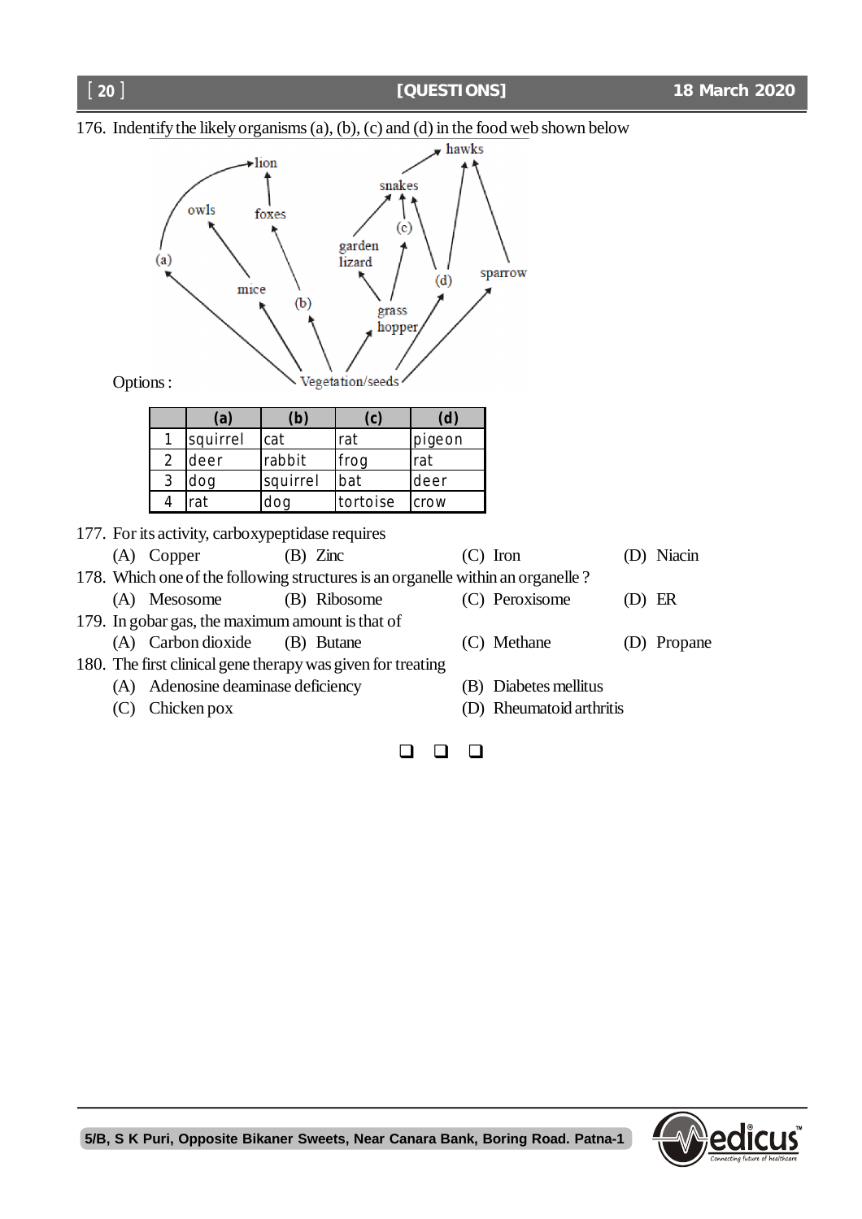176. Indentify the likely organisms (a), (b), (c) and (d) in the food web shown below

hawks
lion
snakes
owls
foxes
(c)
garden lizard
(a)
(d)
sparrow
mice
(b)
grass hopper
Vegetation/seeds

Options :

| | (a) | (b) | (c) | (d) |
|---|---|---|---|---|
| 1 | squirrel | cat | rat | pigeon |
| 2 | deer | rabbit | frog | rat |
| 3 | dog | squirrel | bat | deer |
| 4 | rat | dog | tortoise | crow |

177. For its activity, carboxypeptidase requires

(A) Copper (B) Zinc (C) Iron (D) Niacin

178. Which one of the following structures is an organelle within an organelle ?

(A) Mesosome (B) Ribosome (C) Peroxisome (D) ER

179. In gobar gas, the maximum amount is that of

(A) Carbon dioxide (B) Butane (C) Methane (D) Propane

180. The first clinical gene therapy was given for treating

(A) Adenosine deaminase deficiency (B) Diabetes mellitus

(C) Chicken pox (D) Rheumatoid arthritis

❑ ❑ ❑